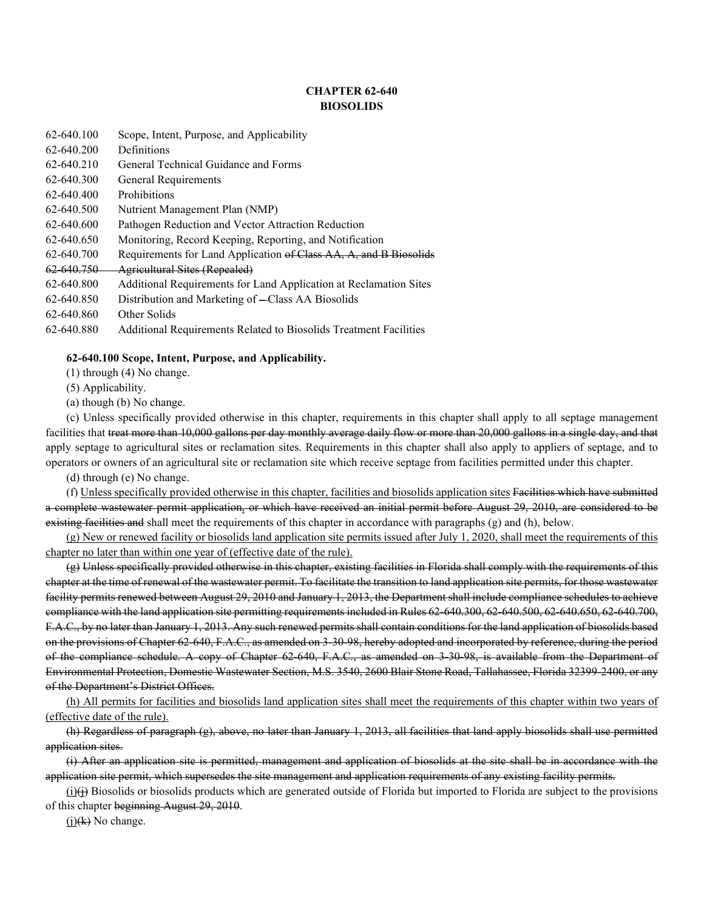# CHAPTER 62-640
# BIOSOLIDS

62-640.100 Scope, Intent, Purpose, and Applicability
62-640.200 Definitions
62-640.210 General Technical Guidance and Forms
62-640.300 General Requirements
62-640.400 Prohibitions
62-640.500 Nutrient Management Plan (NMP)
62-640.600 Pathogen Reduction and Vector Attraction Reduction
62-640.650 Monitoring, Record Keeping, Reporting, and Notification
62-640.700 Requirements for Land Application ~~of Class AA, A, and B Biosolids~~
~~62-640.750 Agricultural Sites (Repealed)~~
62-640.800 Additional Requirements for Land Application at Reclamation Sites
62-640.850 Distribution and Marketing of ‒Class AA Biosolids
62-640.860 Other Solids
62-640.880 Additional Requirements Related to Biosolids Treatment Facilities

**62-640.100 Scope, Intent, Purpose, and Applicability.**

(1) through (4) No change.

(5) Applicability.

(a) though (b) No change.

(c) Unless specifically provided otherwise in this chapter, requirements in this chapter shall apply to all septage management facilities that ~~treat more than 10,000 gallons per day monthly average daily flow or more than 20,000 gallons in a single day, and that~~ apply septage to agricultural sites or reclamation sites. Requirements in this chapter shall also apply to appliers of septage, and to operators or owners of an agricultural site or reclamation site which receive septage from facilities permitted under this chapter.

(d) through (e) No change.

(f) <u>Unless specifically provided otherwise in this chapter, facilities and biosolids application sites</u> ~~Facilities which have submitted a complete wastewater permit application, or which have received an initial permit before August 29, 2010, are considered to be existing facilities and~~ shall meet the requirements of this chapter in accordance with paragraphs (g) and (h), below.

<u>(g) New or renewed facility or biosolids land application site permits issued after July 1, 2020, shall meet the requirements of this chapter no later than within one year of (effective date of the rule).</u>

~~(g) Unless specifically provided otherwise in this chapter, existing facilities in Florida shall comply with the requirements of this chapter at the time of renewal of the wastewater permit. To facilitate the transition to land application site permits, for those wastewater facility permits renewed between August 29, 2010 and January 1, 2013, the Department shall include compliance schedules to achieve compliance with the land application site permitting requirements included in Rules 62-640.300, 62-640.500, 62-640.650, 62-640.700, F.A.C., by no later than January 1, 2013. Any such renewed permits shall contain conditions for the land application of biosolids based on the provisions of Chapter 62-640, F.A.C., as amended on 3-30-98, hereby adopted and incorporated by reference, during the period of the compliance schedule. A copy of Chapter 62-640, F.A.C., as amended on 3-30-98, is available from the Department of Environmental Protection, Domestic Wastewater Section, M.S. 3540, 2600 Blair Stone Road, Tallahassee, Florida 32399-2400, or any of the Department's District Offices.~~

<u>(h) All permits for facilities and biosolids land application sites shall meet the requirements of this chapter within two years of (effective date of the rule).</u>

~~(h) Regardless of paragraph (g), above, no later than January 1, 2013, all facilities that land apply biosolids shall use permitted application sites.~~

~~(i) After an application site is permitted, management and application of biosolids at the site shall be in accordance with the application site permit, which supersedes the site management and application requirements of any existing facility permits.~~

<u>(i)</u>~~(j)~~ Biosolids or biosolids products which are generated outside of Florida but imported to Florida are subject to the provisions of this chapter ~~beginning August 29, 2010~~.

<u>(j)</u>~~(k)~~ No change.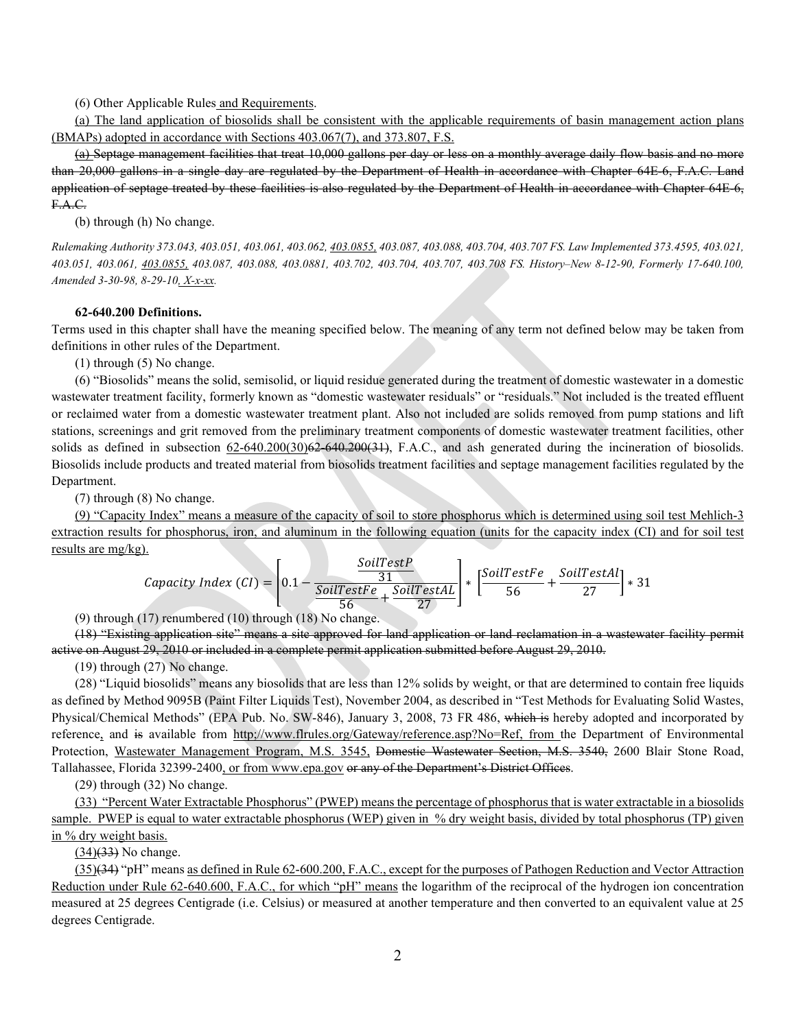(6) Other Applicable Rules and Requirements.

(a) The land application of biosolids shall be consistent with the applicable requirements of basin management action plans (BMAPs) adopted in accordance with Sections 403.067(7), and 373.807, F.S.

~~(a) Septage management facilities that treat 10,000 gallons per day or less on a monthly average daily flow basis and no more than 20,000 gallons in a single day are regulated by the Department of Health in accordance with Chapter 64E-6, F.A.C. Land application of septage treated by these facilities is also regulated by the Department of Health in accordance with Chapter 64E-6, F.A.C.~~

(b) through (h) No change.

*Rulemaking Authority 373.043, 403.051, 403.061, 403.062, 403.0855, 403.087, 403.088, 403.704, 403.707 FS. Law Implemented 373.4595, 403.021, 403.051, 403.061, 403.0855, 403.087, 403.088, 403.0881, 403.702, 403.704, 403.707, 403.708 FS. History–New 8-12-90, Formerly 17-640.100, Amended 3-30-98, 8-29-10, X-x-xx.*

**62-640.200 Definitions.**

Terms used in this chapter shall have the meaning specified below. The meaning of any term not defined below may be taken from definitions in other rules of the Department.

(1) through (5) No change.

(6) "Biosolids" means the solid, semisolid, or liquid residue generated during the treatment of domestic wastewater in a domestic wastewater treatment facility, formerly known as "domestic wastewater residuals" or "residuals." Not included is the treated effluent or reclaimed water from a domestic wastewater treatment plant. Also not included are solids removed from pump stations and lift stations, screenings and grit removed from the preliminary treatment components of domestic wastewater treatment facilities, other solids as defined in subsection 62-640.200(30)~~62-640.200(31)~~, F.A.C., and ash generated during the incineration of biosolids. Biosolids include products and treated material from biosolids treatment facilities and septage management facilities regulated by the Department.

(7) through (8) No change.

(9) "Capacity Index" means a measure of the capacity of soil to store phosphorus which is determined using soil test Mehlich-3 extraction results for phosphorus, iron, and aluminum in the following equation (units for the capacity index (CI) and for soil test results are mg/kg).

$$Capacity\ Index\ (CI) = \left[0.1 - \frac{\frac{SoilTestP}{31}}{\frac{SoilTestFe}{56} + \frac{SoilTestAL}{27}}\right] * \left[\frac{SoilTestFe}{56} + \frac{SoilTestAl}{27}\right] * 31$$

(9) through (17) renumbered (10) through (18) No change.

~~(18) "Existing application site" means a site approved for land application or land reclamation in a wastewater facility permit active on August 29, 2010 or included in a complete permit application submitted before August 29, 2010.~~

(19) through (27) No change.

(28) "Liquid biosolids" means any biosolids that are less than 12% solids by weight, or that are determined to contain free liquids as defined by Method 9095B (Paint Filter Liquids Test), November 2004, as described in "Test Methods for Evaluating Solid Wastes, Physical/Chemical Methods" (EPA Pub. No. SW-846), January 3, 2008, 73 FR 486, ~~which is~~ hereby adopted and incorporated by reference, and ~~is~~ available from http://www.flrules.org/Gateway/reference.asp?No=Ref, from the Department of Environmental Protection, Wastewater Management Program, M.S. 3545, ~~Domestic Wastewater Section, M.S. 3540,~~ 2600 Blair Stone Road, Tallahassee, Florida 32399-2400, or from www.epa.gov ~~or any of the Department's District Offices~~.

(29) through (32) No change.

(33) "Percent Water Extractable Phosphorus" (PWEP) means the percentage of phosphorus that is water extractable in a biosolids sample. PWEP is equal to water extractable phosphorus (WEP) given in % dry weight basis, divided by total phosphorus (TP) given in % dry weight basis.

(34)~~(33)~~ No change.

(35)~~(34)~~ "pH" means as defined in Rule 62-600.200, F.A.C., except for the purposes of Pathogen Reduction and Vector Attraction Reduction under Rule 62-640.600, F.A.C., for which "pH" means the logarithm of the reciprocal of the hydrogen ion concentration measured at 25 degrees Centigrade (i.e. Celsius) or measured at another temperature and then converted to an equivalent value at 25 degrees Centigrade.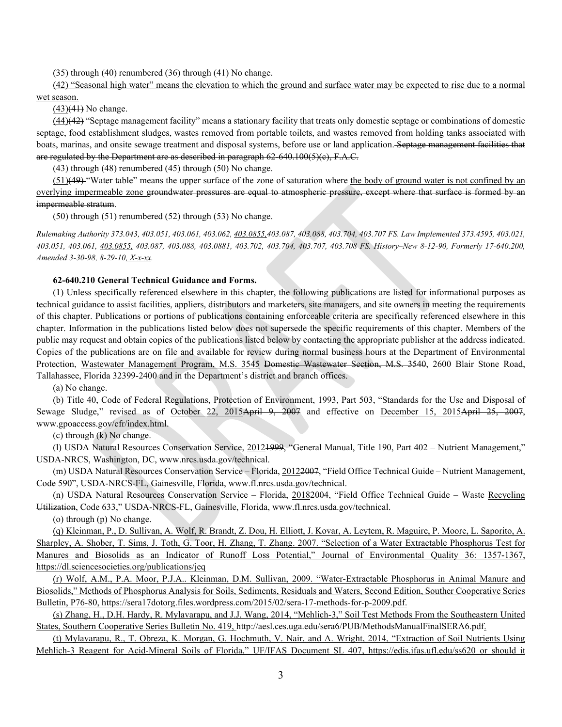(35) through (40) renumbered (36) through (41) No change.

(42) "Seasonal high water" means the elevation to which the ground and surface water may be expected to rise due to a normal wet season.

(43)(41) No change.

(44)(42) "Septage management facility" means a stationary facility that treats only domestic septage or combinations of domestic septage, food establishment sludges, wastes removed from portable toilets, and wastes removed from holding tanks associated with boats, marinas, and onsite sewage treatment and disposal systems, before use or land application. Septage management facilities that are regulated by the Department are as described in paragraph 62-640.100(5)(c), F.A.C.

(43) through (48) renumbered (45) through (50) No change.

(51)(49) "Water table" means the upper surface of the zone of saturation where the body of ground water is not confined by an overlying impermeable zone groundwater pressures are equal to atmospheric pressure, except where that surface is formed by an impermeable stratum.

(50) through (51) renumbered (52) through (53) No change.

*Rulemaking Authority 373.043, 403.051, 403.061, 403.062, 403.0855, 403.087, 403.088, 403.704, 403.707 FS. Law Implemented 373.4595, 403.021, 403.051, 403.061, 403.0855, 403.087, 403.088, 403.0881, 403.702, 403.704, 403.707, 403.708 FS. History–New 8-12-90, Formerly 17-640.200, Amended 3-30-98, 8-29-10, X-x-xx.*

**62-640.210 General Technical Guidance and Forms.**

(1) Unless specifically referenced elsewhere in this chapter, the following publications are listed for informational purposes as technical guidance to assist facilities, appliers, distributors and marketers, site managers, and site owners in meeting the requirements of this chapter. Publications or portions of publications containing enforceable criteria are specifically referenced elsewhere in this chapter. Information in the publications listed below does not supersede the specific requirements of this chapter. Members of the public may request and obtain copies of the publications listed below by contacting the appropriate publisher at the address indicated. Copies of the publications are on file and available for review during normal business hours at the Department of Environmental Protection, Wastewater Management Program, M.S. 3545 Domestic Wastewater Section, M.S. 3540, 2600 Blair Stone Road, Tallahassee, Florida 32399-2400 and in the Department's district and branch offices.

(a) No change.

(b) Title 40, Code of Federal Regulations, Protection of Environment, 1993, Part 503, "Standards for the Use and Disposal of Sewage Sludge," revised as of October 22, 2015April 9, 2007 and effective on December 15, 2015April 25, 2007, www.gpoaccess.gov/cfr/index.html.

(c) through (k) No change.

(l) USDA Natural Resources Conservation Service, 20121999, "General Manual, Title 190, Part 402 – Nutrient Management," USDA-NRCS, Washington, DC, www.nrcs.usda.gov/technical.

(m) USDA Natural Resources Conservation Service – Florida, 20122007, "Field Office Technical Guide – Nutrient Management, Code 590", USDA-NRCS-FL, Gainesville, Florida, www.fl.nrcs.usda.gov/technical.

(n) USDA Natural Resources Conservation Service – Florida, 20182004, "Field Office Technical Guide – Waste Recycling Utilization, Code 633," USDA-NRCS-FL, Gainesville, Florida, www.fl.nrcs.usda.gov/technical.

(o) through (p) No change.

(q) Kleinman, P., D. Sullivan, A. Wolf, R. Brandt, Z. Dou, H. Elliott, J. Kovar, A. Leytem, R. Maguire, P. Moore, L. Saporito, A. Sharpley, A. Shober, T. Sims, J. Toth, G. Toor, H. Zhang, T. Zhang. 2007. "Selection of a Water Extractable Phosphorus Test for Manures and Biosolids as an Indicator of Runoff Loss Potential," Journal of Environmental Quality 36: 1357-1367, https://dl.sciencesocieties.org/publications/jeq

(r) Wolf, A.M., P.A. Moor, P.J.A.. Kleinman, D.M. Sullivan, 2009. "Water-Extractable Phosphorus in Animal Manure and Biosolids," Methods of Phosphorus Analysis for Soils, Sediments, Residuals and Waters, Second Edition, Souther Cooperative Series Bulletin, P76-80, https://sera17dotorg.files.wordpress.com/2015/02/sera-17-methods-for-p-2009.pdf.

(s) Zhang, H., D.H. Hardy, R. Mylavarapu, and J.J. Wang, 2014, "Mehlich-3," Soil Test Methods From the Southeastern United States, Southern Cooperative Series Bulletin No. 419, http://aesl.ces.uga.edu/sera6/PUB/MethodsManualFinalSERA6.pdf.

(t) Mylavarapu, R., T. Obreza, K. Morgan, G. Hochmuth, V. Nair, and A. Wright, 2014, "Extraction of Soil Nutrients Using Mehlich-3 Reagent for Acid-Mineral Soils of Florida," UF/IFAS Document SL 407, https://edis.ifas.ufl.edu/ss620 or should it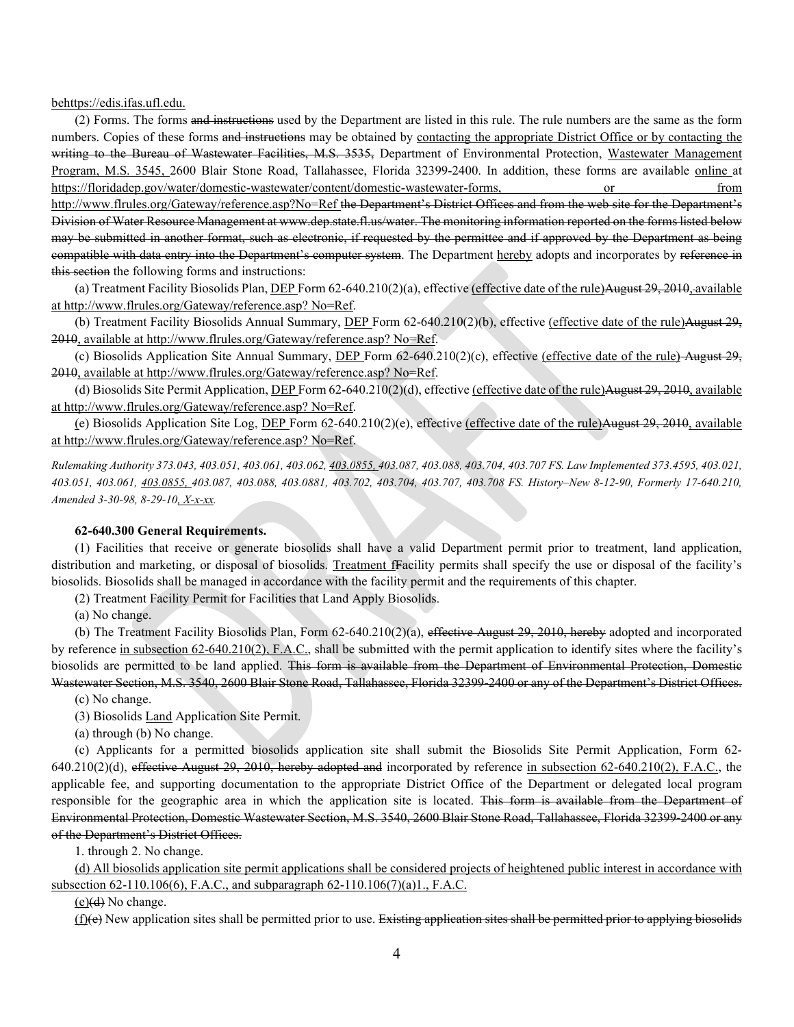behttps://edis.ifas.ufl.edu.

(2) Forms. The forms ~~and instructions~~ used by the Department are listed in this rule. The rule numbers are the same as the form numbers. Copies of these forms ~~and instructions~~ may be obtained by <u>contacting the appropriate District Office or by contacting the</u> ~~writing to the Bureau of Wastewater Facilities, M.S. 3535,~~ Department of Environmental Protection, <u>Wastewater Management Program, M.S. 3545,</u> 2600 Blair Stone Road, Tallahassee, Florida 32399-2400. In addition, these forms are available <u>online</u> at <u>https://floridadep.gov/water/domestic-wastewater/content/domestic-wastewater-forms, or from http://www.flrules.org/Gateway/reference.asp?No=Ref</u> ~~the Department's District Offices and from the web site for the Department's Division of Water Resource Management at www.dep.state.fl.us/water. The monitoring information reported on the forms listed below may be submitted in another format, such as electronic, if requested by the permittee and if approved by the Department as being compatible with data entry into the Department's computer system~~. The Department <u>hereby</u> adopts and incorporates by ~~reference in this section~~ the following forms and instructions:

(a) Treatment Facility Biosolids Plan, <u>DEP</u> Form 62-640.210(2)(a), effective <u>(effective date of the rule)</u>~~August 29, 2010~~, available at http://www.flrules.org/Gateway/reference.asp? No=Ref.

(b) Treatment Facility Biosolids Annual Summary, <u>DEP</u> Form 62-640.210(2)(b), effective <u>(effective date of the rule)</u>~~August 29, 2010~~, available at http://www.flrules.org/Gateway/reference.asp? No=Ref.

(c) Biosolids Application Site Annual Summary, <u>DEP</u> Form 62-640.210(2)(c), effective <u>(effective date of the rule)</u> ~~August 29, 2010~~, available at http://www.flrules.org/Gateway/reference.asp? No=Ref.

(d) Biosolids Site Permit Application, <u>DEP</u> Form 62-640.210(2)(d), effective <u>(effective date of the rule)</u>~~August 29, 2010~~, available at http://www.flrules.org/Gateway/reference.asp? No=Ref.

<u>(e)</u> Biosolids Application Site Log, <u>DEP</u> Form 62-640.210(2)(e), effective <u>(effective date of the rule)</u>~~August 29, 2010~~, available at http://www.flrules.org/Gateway/reference.asp? No=Ref.

*Rulemaking Authority 373.043, 403.051, 403.061, 403.062, <u>403.0855,</u> 403.087, 403.088, 403.704, 403.707 FS. Law Implemented 373.4595, 403.021, 403.051, 403.061, <u>403.0855,</u> 403.087, 403.088, 403.0881, 403.702, 403.704, 403.707, 403.708 FS. History–New 8-12-90, Formerly 17-640.210, Amended 3-30-98, 8-29-10<u>, X-x-xx</u>.*

**62-640.300 General Requirements.**

(1) Facilities that receive or generate biosolids shall have a valid Department permit prior to treatment, land application, distribution and marketing, or disposal of biosolids. <u>Treatment f</u>~~F~~acility permits shall specify the use or disposal of the facility's biosolids. Biosolids shall be managed in accordance with the facility permit and the requirements of this chapter.

(2) Treatment Facility Permit for Facilities that Land Apply Biosolids.

(a) No change.

(b) The Treatment Facility Biosolids Plan, Form 62-640.210(2)(a), ~~effective August 29, 2010, hereby~~ adopted and incorporated by reference <u>in subsection 62-640.210(2), F.A.C.</u>, shall be submitted with the permit application to identify sites where the facility's biosolids are permitted to be land applied. ~~This form is available from the Department of Environmental Protection, Domestic Wastewater Section, M.S. 3540, 2600 Blair Stone Road, Tallahassee, Florida 32399-2400 or any of the Department's District Offices.~~

(c) No change.

(3) Biosolids <u>Land</u> Application Site Permit.

(a) through (b) No change.

(c) Applicants for a permitted biosolids application site shall submit the Biosolids Site Permit Application, Form 62-640.210(2)(d), ~~effective August 29, 2010, hereby adopted and~~ incorporated by reference <u>in subsection 62-640.210(2), F.A.C.</u>, the applicable fee, and supporting documentation to the appropriate District Office of the Department or delegated local program responsible for the geographic area in which the application site is located. ~~This form is available from the Department of Environmental Protection, Domestic Wastewater Section, M.S. 3540, 2600 Blair Stone Road, Tallahassee, Florida 32399-2400 or any of the Department's District Offices.~~

1. through 2. No change.

<u>(d) All biosolids application site permit applications shall be considered projects of heightened public interest in accordance with subsection 62-110.106(6), F.A.C., and subparagraph 62-110.106(7)(a)1., F.A.C.</u>

<u>(e)</u>~~(d)~~ No change.

<u>(f)</u>~~(e)~~ New application sites shall be permitted prior to use. ~~Existing application sites shall be permitted prior to applying biosolids~~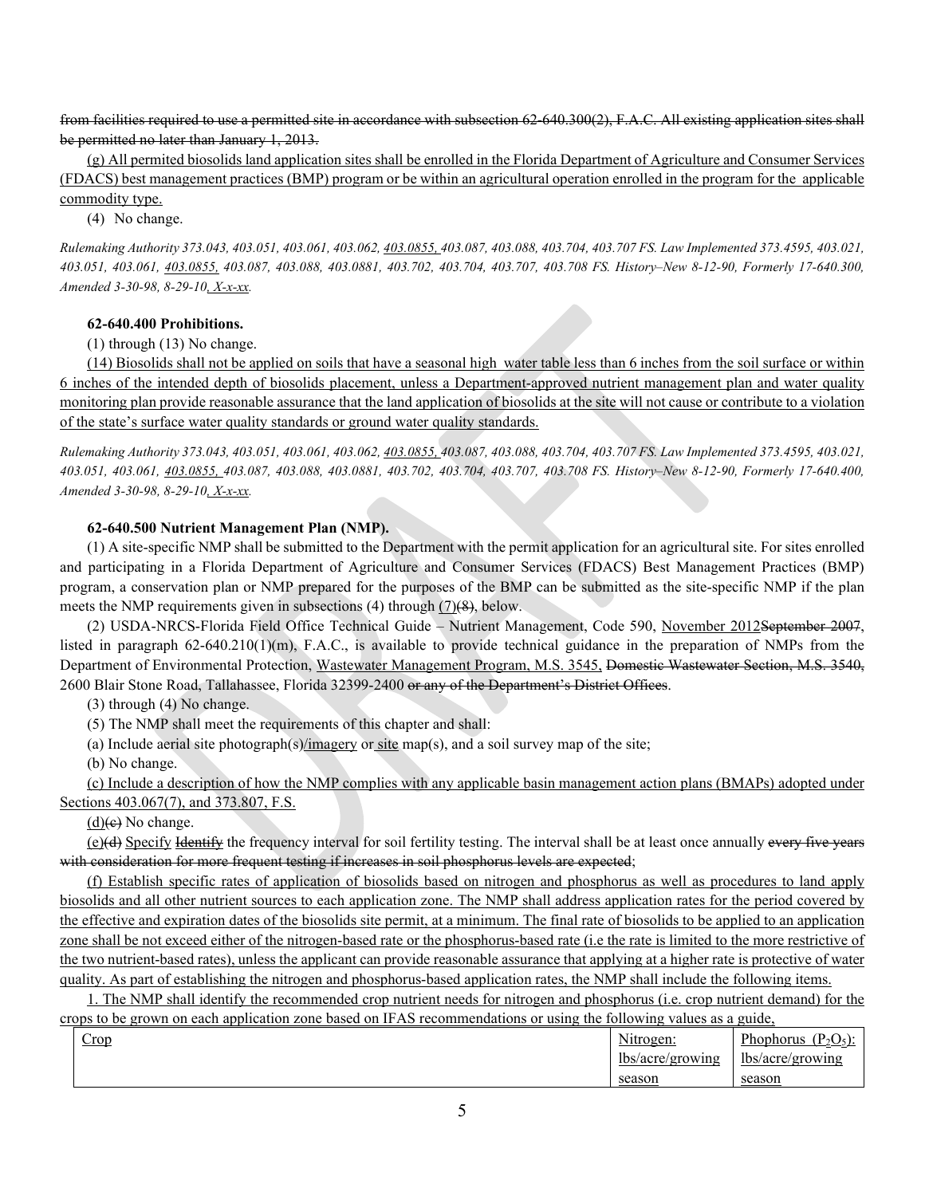from facilities required to use a permitted site in accordance with subsection 62-640.300(2), F.A.C. All existing application sites shall be permitted no later than January 1, 2013.

(g) All permited biosolids land application sites shall be enrolled in the Florida Department of Agriculture and Consumer Services (FDACS) best management practices (BMP) program or be within an agricultural operation enrolled in the program for the applicable commodity type.

(4) No change.

*Rulemaking Authority 373.043, 403.051, 403.061, 403.062, 403.0855, 403.087, 403.088, 403.704, 403.707 FS. Law Implemented 373.4595, 403.021, 403.051, 403.061, 403.0855, 403.087, 403.088, 403.0881, 403.702, 403.704, 403.707, 403.708 FS. History–New 8-12-90, Formerly 17-640.300, Amended 3-30-98, 8-29-10, X-x-xx.*

**62-640.400 Prohibitions.**

(1) through (13) No change.

(14) Biosolids shall not be applied on soils that have a seasonal high water table less than 6 inches from the soil surface or within 6 inches of the intended depth of biosolids placement, unless a Department-approved nutrient management plan and water quality monitoring plan provide reasonable assurance that the land application of biosolids at the site will not cause or contribute to a violation of the state's surface water quality standards or ground water quality standards.

*Rulemaking Authority 373.043, 403.051, 403.061, 403.062, 403.0855, 403.087, 403.088, 403.704, 403.707 FS. Law Implemented 373.4595, 403.021, 403.051, 403.061, 403.0855, 403.087, 403.088, 403.0881, 403.702, 403.704, 403.707, 403.708 FS. History–New 8-12-90, Formerly 17-640.400, Amended 3-30-98, 8-29-10, X-x-xx.*

**62-640.500 Nutrient Management Plan (NMP).**

(1) A site-specific NMP shall be submitted to the Department with the permit application for an agricultural site. For sites enrolled and participating in a Florida Department of Agriculture and Consumer Services (FDACS) Best Management Practices (BMP) program, a conservation plan or NMP prepared for the purposes of the BMP can be submitted as the site-specific NMP if the plan meets the NMP requirements given in subsections (4) through (7)(8), below.

(2) USDA-NRCS-Florida Field Office Technical Guide – Nutrient Management, Code 590, November 2012September 2007, listed in paragraph 62-640.210(1)(m), F.A.C., is available to provide technical guidance in the preparation of NMPs from the Department of Environmental Protection, Wastewater Management Program, M.S. 3545, Domestic Wastewater Section, M.S. 3540, 2600 Blair Stone Road, Tallahassee, Florida 32399-2400 or any of the Department's District Offices.

(3) through (4) No change.

(5) The NMP shall meet the requirements of this chapter and shall:

(a) Include aerial site photograph(s)/imagery or site map(s), and a soil survey map of the site;

(b) No change.

(c) Include a description of how the NMP complies with any applicable basin management action plans (BMAPs) adopted under Sections 403.067(7), and 373.807, F.S.

(d)(c) No change.

(e)(d) Specify Identify the frequency interval for soil fertility testing. The interval shall be at least once annually every five years with consideration for more frequent testing if increases in soil phosphorus levels are expected;

(f) Establish specific rates of application of biosolids based on nitrogen and phosphorus as well as procedures to land apply biosolids and all other nutrient sources to each application zone. The NMP shall address application rates for the period covered by the effective and expiration dates of the biosolids site permit, at a minimum. The final rate of biosolids to be applied to an application zone shall be not exceed either of the nitrogen-based rate or the phosphorus-based rate (i.e the rate is limited to the more restrictive of the two nutrient-based rates), unless the applicant can provide reasonable assurance that applying at a higher rate is protective of water quality. As part of establishing the nitrogen and phosphorus-based application rates, the NMP shall include the following items.

1. The NMP shall identify the recommended crop nutrient needs for nitrogen and phosphorus (i.e. crop nutrient demand) for the crops to be grown on each application zone based on IFAS recommendations or using the following values as a guide,

| Crop | Nitrogen: lbs/acre/growing season | Phophorus ($P_2O_5$): lbs/acre/growing season |
|---|---|---|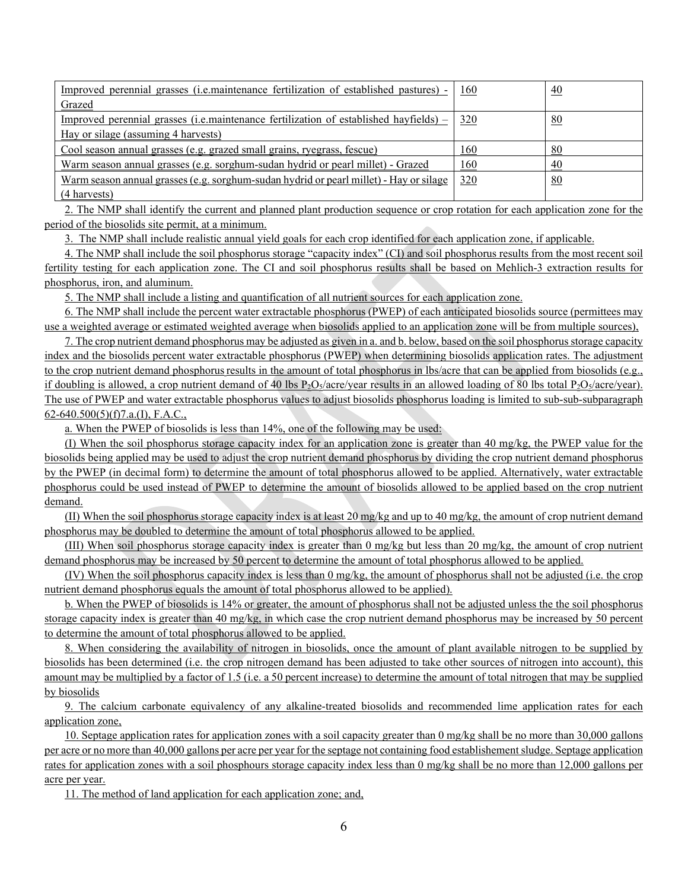| | | |
|---|---|---|
| Improved perennial grasses (i.e.maintenance fertilization of established pastures) - Grazed | 160 | 40 |
| Improved perennial grasses (i.e.maintenance fertilization of established hayfields) – Hay or silage (assuming 4 harvests) | 320 | 80 |
| Cool season annual grasses (e.g. grazed small grains, ryegrass, fescue) | 160 | 80 |
| Warm season annual grasses (e.g. sorghum-sudan hydrid or pearl millet) - Grazed | 160 | 40 |
| Warm season annual grasses (e.g. sorghum-sudan hydrid or pearl millet) - Hay or silage (4 harvests) | 320 | 80 |

2. The NMP shall identify the current and planned plant production sequence or crop rotation for each application zone for the period of the biosolids site permit, at a minimum.

3. The NMP shall include realistic annual yield goals for each crop identified for each application zone, if applicable.

4. The NMP shall include the soil phosphorus storage "capacity index" (CI) and soil phosphorus results from the most recent soil fertility testing for each application zone. The CI and soil phosphorus results shall be based on Mehlich-3 extraction results for phosphorus, iron, and aluminum.

5. The NMP shall include a listing and quantification of all nutrient sources for each application zone.

6. The NMP shall include the percent water extractable phosphorus (PWEP) of each anticipated biosolids source (permittees may use a weighted average or estimated weighted average when biosolids applied to an application zone will be from multiple sources),

7. The crop nutrient demand phosphorus may be adjusted as given in a. and b. below, based on the soil phosphorus storage capacity index and the biosolids percent water extractable phosphorus (PWEP) when determining biosolids application rates. The adjustment to the crop nutrient demand phosphorus results in the amount of total phosphorus in lbs/acre that can be applied from biosolids (e.g., if doubling is allowed, a crop nutrient demand of 40 lbs $P_2O_5$/acre/year results in an allowed loading of 80 lbs total $P_2O_5$/acre/year). The use of PWEP and water extractable phosphorus values to adjust biosolids phosphorus loading is limited to sub-sub-subparagraph 62-640.500(5)(f)7.a.(I), F.A.C.,

a. When the PWEP of biosolids is less than 14%, one of the following may be used:

(I) When the soil phosphorus storage capacity index for an application zone is greater than 40 mg/kg, the PWEP value for the biosolids being applied may be used to adjust the crop nutrient demand phosphorus by dividing the crop nutrient demand phosphorus by the PWEP (in decimal form) to determine the amount of total phosphorus allowed to be applied. Alternatively, water extractable phosphorus could be used instead of PWEP to determine the amount of biosolids allowed to be applied based on the crop nutrient demand.

(II) When the soil phosphorus storage capacity index is at least 20 mg/kg and up to 40 mg/kg, the amount of crop nutrient demand phosphorus may be doubled to determine the amount of total phosphorus allowed to be applied.

(III) When soil phosphorus storage capacity index is greater than 0 mg/kg but less than 20 mg/kg, the amount of crop nutrient demand phosphorus may be increased by 50 percent to determine the amount of total phosphorus allowed to be applied.

(IV) When the soil phosphorus capacity index is less than 0 mg/kg, the amount of phosphorus shall not be adjusted (i.e. the crop nutrient demand phosphorus equals the amount of total phosphorus allowed to be applied).

b. When the PWEP of biosolids is 14% or greater, the amount of phosphorus shall not be adjusted unless the the soil phosphorus storage capacity index is greater than 40 mg/kg, in which case the crop nutrient demand phosphorus may be increased by 50 percent to determine the amount of total phosphorus allowed to be applied.

8. When considering the availability of nitrogen in biosolids, once the amount of plant available nitrogen to be supplied by biosolids has been determined (i.e. the crop nitrogen demand has been adjusted to take other sources of nitrogen into account), this amount may be multiplied by a factor of 1.5 (i.e. a 50 percent increase) to determine the amount of total nitrogen that may be supplied by biosolids

9. The calcium carbonate equivalency of any alkaline-treated biosolids and recommended lime application rates for each application zone,

10. Septage application rates for application zones with a soil capacity greater than 0 mg/kg shall be no more than 30,000 gallons per acre or no more than 40,000 gallons per acre per year for the septage not containing food establishement sludge. Septage application rates for application zones with a soil phosphours storage capacity index less than 0 mg/kg shall be no more than 12,000 gallons per acre per year.

11. The method of land application for each application zone; and,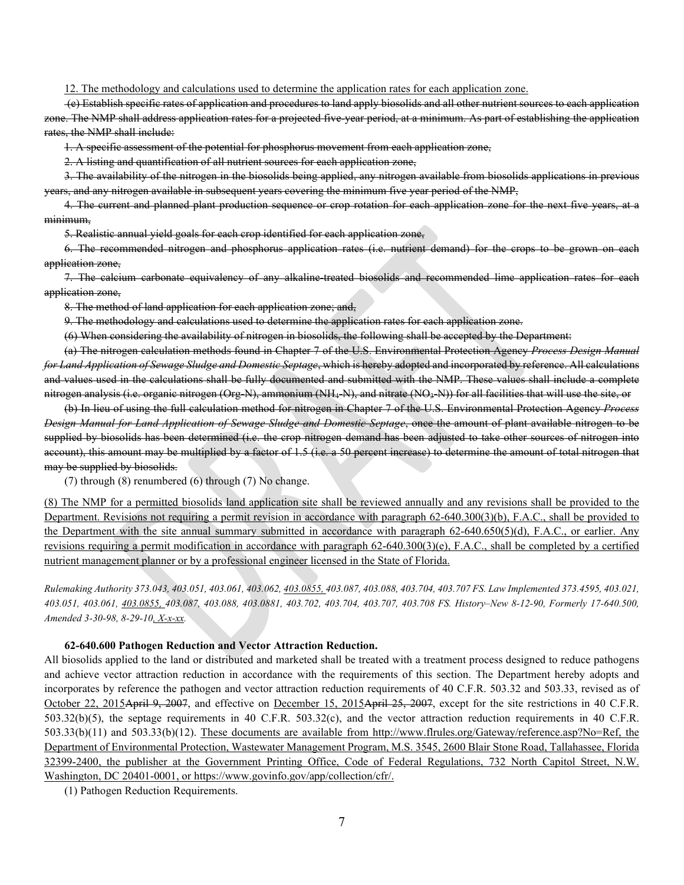12. The methodology and calculations used to determine the application rates for each application zone.

~~(e) Establish specific rates of application and procedures to land apply biosolids and all other nutrient sources to each application zone. The NMP shall address application rates for a projected five-year period, at a minimum. As part of establishing the application rates, the NMP shall include:~~

~~1. A specific assessment of the potential for phosphorus movement from each application zone,~~

~~2. A listing and quantification of all nutrient sources for each application zone,~~

~~3. The availability of the nitrogen in the biosolids being applied, any nitrogen available from biosolids applications in previous years, and any nitrogen available in subsequent years covering the minimum five year period of the NMP,~~

~~4. The current and planned plant production sequence or crop rotation for each application zone for the next five years, at a minimum,~~

~~5. Realistic annual yield goals for each crop identified for each application zone,~~

~~6. The recommended nitrogen and phosphorus application rates (i.e. nutrient demand) for the crops to be grown on each application zone,~~

~~7. The calcium carbonate equivalency of any alkaline-treated biosolids and recommended lime application rates for each application zone,~~

~~8. The method of land application for each application zone; and,~~

~~9. The methodology and calculations used to determine the application rates for each application zone.~~

~~(6) When considering the availability of nitrogen in biosolids, the following shall be accepted by the Department:~~

~~(a) The nitrogen calculation methods found in Chapter 7 of the U.S. Environmental Protection Agency *Process Design Manual for Land Application of Sewage Sludge and Domestic Septage*, which is hereby adopted and incorporated by reference. All calculations and values used in the calculations shall be fully documented and submitted with the NMP. These values shall include a complete nitrogen analysis (i.e. organic nitrogen (Org-N), ammonium ($NH_4$-N), and nitrate ($NO_3$-N)) for all facilities that will use the site, or~~

~~(b) In lieu of using the full calculation method for nitrogen in Chapter 7 of the U.S. Environmental Protection Agency *Process Design Manual for Land Application of Sewage Sludge and Domestic Septage*, once the amount of plant available nitrogen to be supplied by biosolids has been determined (i.e. the crop nitrogen demand has been adjusted to take other sources of nitrogen into account), this amount may be multiplied by a factor of 1.5 (i.e. a 50 percent increase) to determine the amount of total nitrogen that may be supplied by biosolids.~~

(7) through (8) renumbered (6) through (7) No change.

(8) The NMP for a permitted biosolids land application site shall be reviewed annually and any revisions shall be provided to the Department. Revisions not requiring a permit revision in accordance with paragraph 62-640.300(3)(b), F.A.C., shall be provided to the Department with the site annual summary submitted in accordance with paragraph 62-640.650(5)(d), F.A.C., or earlier. Any revisions requiring a permit modification in accordance with paragraph 62-640.300(3)(e), F.A.C., shall be completed by a certified nutrient management planner or by a professional engineer licensed in the State of Florida.

*Rulemaking Authority 373.043, 403.051, 403.061, 403.062, 403.0855, 403.087, 403.088, 403.704, 403.707 FS. Law Implemented 373.4595, 403.021, 403.051, 403.061, 403.0855, 403.087, 403.088, 403.0881, 403.702, 403.704, 403.707, 403.708 FS. History–New 8-12-90, Formerly 17-640.500, Amended 3-30-98, 8-29-10, X-x-xx.*

**62-640.600 Pathogen Reduction and Vector Attraction Reduction.**

All biosolids applied to the land or distributed and marketed shall be treated with a treatment process designed to reduce pathogens and achieve vector attraction reduction in accordance with the requirements of this section. The Department hereby adopts and incorporates by reference the pathogen and vector attraction reduction requirements of 40 C.F.R. 503.32 and 503.33, revised as of October 22, 2015~~April 9, 2007~~, and effective on December 15, 2015~~April 25, 2007~~, except for the site restrictions in 40 C.F.R. 503.32(b)(5), the septage requirements in 40 C.F.R. 503.32(c), and the vector attraction reduction requirements in 40 C.F.R. 503.33(b)(11) and 503.33(b)(12). These documents are available from http://www.flrules.org/Gateway/reference.asp?No=Ref, the Department of Environmental Protection, Wastewater Management Program, M.S. 3545, 2600 Blair Stone Road, Tallahassee, Florida 32399-2400, the publisher at the Government Printing Office, Code of Federal Regulations, 732 North Capitol Street, N.W. Washington, DC 20401-0001, or https://www.govinfo.gov/app/collection/cfr/.

(1) Pathogen Reduction Requirements.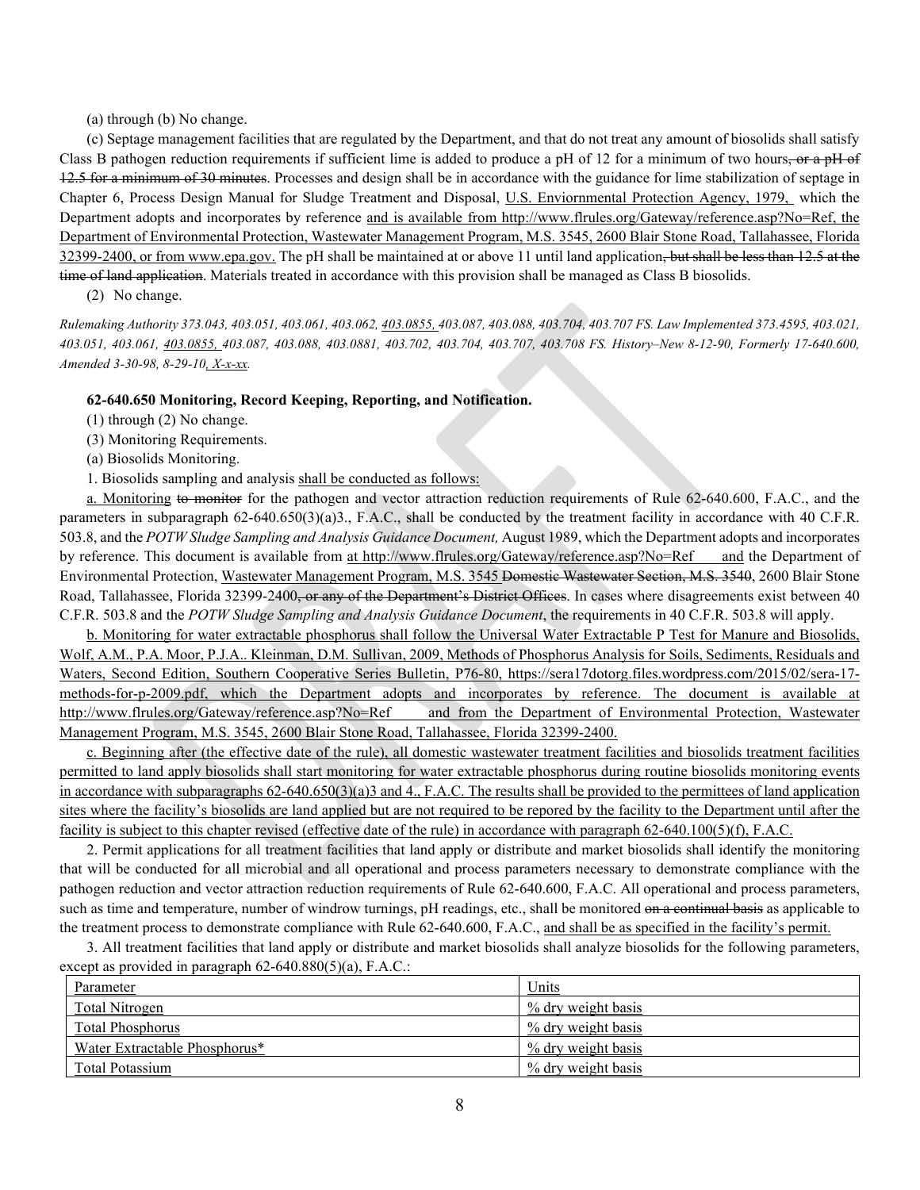(a) through (b) No change.

(c) Septage management facilities that are regulated by the Department, and that do not treat any amount of biosolids shall satisfy Class B pathogen reduction requirements if sufficient lime is added to produce a pH of 12 for a minimum of two hours~~, or a pH of 12.5 for a minimum of 30 minutes~~. Processes and design shall be in accordance with the guidance for lime stabilization of septage in Chapter 6, Process Design Manual for Sludge Treatment and Disposal, U.S. Enviornmental Protection Agency, 1979, which the Department adopts and incorporates by reference and is available from http://www.flrules.org/Gateway/reference.asp?No=Ref, the Department of Environmental Protection, Wastewater Management Program, M.S. 3545, 2600 Blair Stone Road, Tallahassee, Florida 32399-2400, or from www.epa.gov. The pH shall be maintained at or above 11 until land application~~, but shall be less than 12.5 at the time of land application~~. Materials treated in accordance with this provision shall be managed as Class B biosolids.

(2) No change.

*Rulemaking Authority 373.043, 403.051, 403.061, 403.062, 403.0855, 403.087, 403.088, 403.704, 403.707 FS. Law Implemented 373.4595, 403.021, 403.051, 403.061, 403.0855, 403.087, 403.088, 403.0881, 403.702, 403.704, 403.707, 403.708 FS. History–New 8-12-90, Formerly 17-640.600, Amended 3-30-98, 8-29-10, X-x-xx.*

**62-640.650 Monitoring, Record Keeping, Reporting, and Notification.**

(1) through (2) No change.

(3) Monitoring Requirements.

(a) Biosolids Monitoring.

1. Biosolids sampling and analysis shall be conducted as follows:

a. Monitoring ~~to monitor~~ for the pathogen and vector attraction reduction requirements of Rule 62-640.600, F.A.C., and the parameters in subparagraph 62-640.650(3)(a)3., F.A.C., shall be conducted by the treatment facility in accordance with 40 C.F.R. 503.8, and the *POTW Sludge Sampling and Analysis Guidance Document,* August 1989, which the Department adopts and incorporates by reference. This document is available from at http://www.flrules.org/Gateway/reference.asp?No=Ref and the Department of Environmental Protection, Wastewater Management Program, M.S. 3545 ~~Domestic Wastewater Section, M.S. 3540~~, 2600 Blair Stone Road, Tallahassee, Florida 32399-2400~~, or any of the Department's District Offices~~. In cases where disagreements exist between 40 C.F.R. 503.8 and the *POTW Sludge Sampling and Analysis Guidance Document*, the requirements in 40 C.F.R. 503.8 will apply.

b. Monitoring for water extractable phosphorus shall follow the Universal Water Extractable P Test for Manure and Biosolids, Wolf, A.M., P.A. Moor, P.J.A.. Kleinman, D.M. Sullivan, 2009, Methods of Phosphorus Analysis for Soils, Sediments, Residuals and Waters, Second Edition, Southern Cooperative Series Bulletin, P76-80, https://sera17dotorg.files.wordpress.com/2015/02/sera-17-methods-for-p-2009.pdf, which the Department adopts and incorporates by reference. The document is available at http://www.flrules.org/Gateway/reference.asp?No=Ref and from the Department of Environmental Protection, Wastewater Management Program, M.S. 3545, 2600 Blair Stone Road, Tallahassee, Florida 32399-2400.

c. Beginning after (the effective date of the rule), all domestic wastewater treatment facilities and biosolids treatment facilities permitted to land apply biosolids shall start monitoring for water extractable phosphorus during routine biosolids monitoring events in accordance with subparagraphs 62-640.650(3)(a)3 and 4., F.A.C. The results shall be provided to the permittees of land application sites where the facility's biosolids are land applied but are not required to be repored by the facility to the Department until after the facility is subject to this chapter revised (effective date of the rule) in accordance with paragraph 62-640.100(5)(f), F.A.C.

2. Permit applications for all treatment facilities that land apply or distribute and market biosolids shall identify the monitoring that will be conducted for all microbial and all operational and process parameters necessary to demonstrate compliance with the pathogen reduction and vector attraction reduction requirements of Rule 62-640.600, F.A.C. All operational and process parameters, such as time and temperature, number of windrow turnings, pH readings, etc., shall be monitored ~~on a continual basis~~ as applicable to the treatment process to demonstrate compliance with Rule 62-640.600, F.A.C., and shall be as specified in the facility's permit.

3. All treatment facilities that land apply or distribute and market biosolids shall analyze biosolids for the following parameters, except as provided in paragraph 62-640.880(5)(a), F.A.C.:

| Parameter | Units |
|---|---|
| Total Nitrogen | % dry weight basis |
| Total Phosphorus | % dry weight basis |
| Water Extractable Phosphorus* | % dry weight basis |
| Total Potassium | % dry weight basis |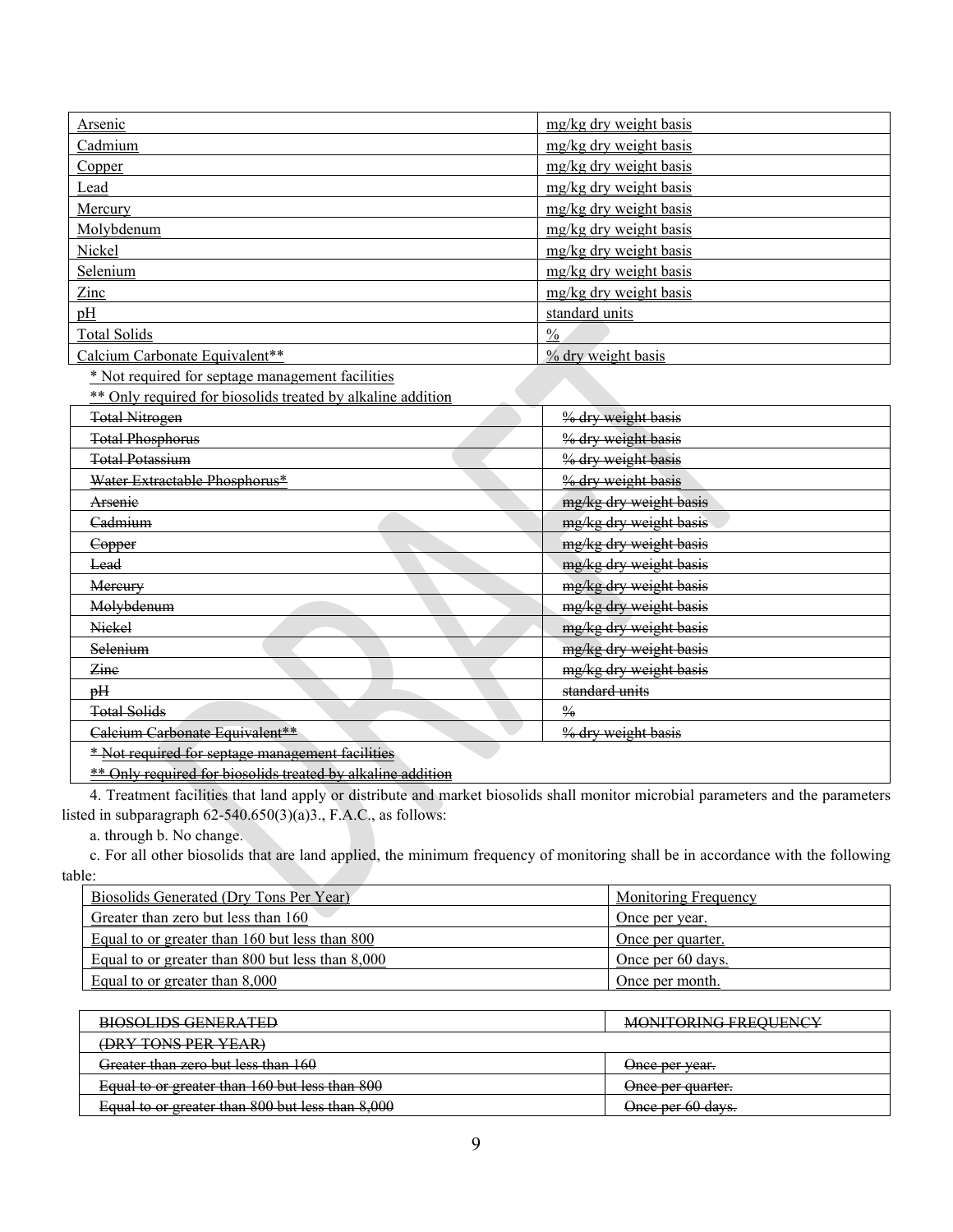| | |
|---|---|
| Arsenic | mg/kg dry weight basis |
| Cadmium | mg/kg dry weight basis |
| Copper | mg/kg dry weight basis |
| Lead | mg/kg dry weight basis |
| Mercury | mg/kg dry weight basis |
| Molybdenum | mg/kg dry weight basis |
| Nickel | mg/kg dry weight basis |
| Selenium | mg/kg dry weight basis |
| Zinc | mg/kg dry weight basis |
| pH | standard units |
| Total Solids | % |
| Calcium Carbonate Equivalent** | % dry weight basis |

* Not required for septage management facilities

** Only required for biosolids treated by alkaline addition

| | |
|---|---|
| ~~Total Nitrogen~~ | ~~% dry weight basis~~ |
| ~~Total Phosphorus~~ | ~~% dry weight basis~~ |
| ~~Total Potassium~~ | ~~% dry weight basis~~ |
| ~~Water Extractable Phosphorus*~~ | ~~% dry weight basis~~ |
| ~~Arsenic~~ | ~~mg/kg dry weight basis~~ |
| ~~Cadmium~~ | ~~mg/kg dry weight basis~~ |
| ~~Copper~~ | ~~mg/kg dry weight basis~~ |
| ~~Lead~~ | ~~mg/kg dry weight basis~~ |
| ~~Mercury~~ | ~~mg/kg dry weight basis~~ |
| ~~Molybdenum~~ | ~~mg/kg dry weight basis~~ |
| ~~Nickel~~ | ~~mg/kg dry weight basis~~ |
| ~~Selenium~~ | ~~mg/kg dry weight basis~~ |
| ~~Zinc~~ | ~~mg/kg dry weight basis~~ |
| ~~pH~~ | ~~standard units~~ |
| ~~Total Solids~~ | ~~%~~ |
| ~~Calcium Carbonate Equivalent**~~ | ~~% dry weight basis~~ |
| ~~* Not required for septage management facilities~~ | |
| ~~** Only required for biosolids treated by alkaline addition~~ | |

4. Treatment facilities that land apply or distribute and market biosolids shall monitor microbial parameters and the parameters listed in subparagraph 62-540.650(3)(a)3., F.A.C., as follows:

a. through b. No change.

c. For all other biosolids that are land applied, the minimum frequency of monitoring shall be in accordance with the following table:

| Biosolids Generated (Dry Tons Per Year) | Monitoring Frequency |
|---|---|
| Greater than zero but less than 160 | Once per year. |
| Equal to or greater than 160 but less than 800 | Once per quarter. |
| Equal to or greater than 800 but less than 8,000 | Once per 60 days. |
| Equal to or greater than 8,000 | Once per month. |

| ~~BIOSOLIDS GENERATED~~ | ~~MONITORING FREQUENCY~~ |
|---|---|
| ~~(DRY TONS PER YEAR)~~ | |
| ~~Greater than zero but less than 160~~ | ~~Once per year.~~ |
| ~~Equal to or greater than 160 but less than 800~~ | ~~Once per quarter.~~ |
| ~~Equal to or greater than 800 but less than 8,000~~ | ~~Once per 60 days.~~ |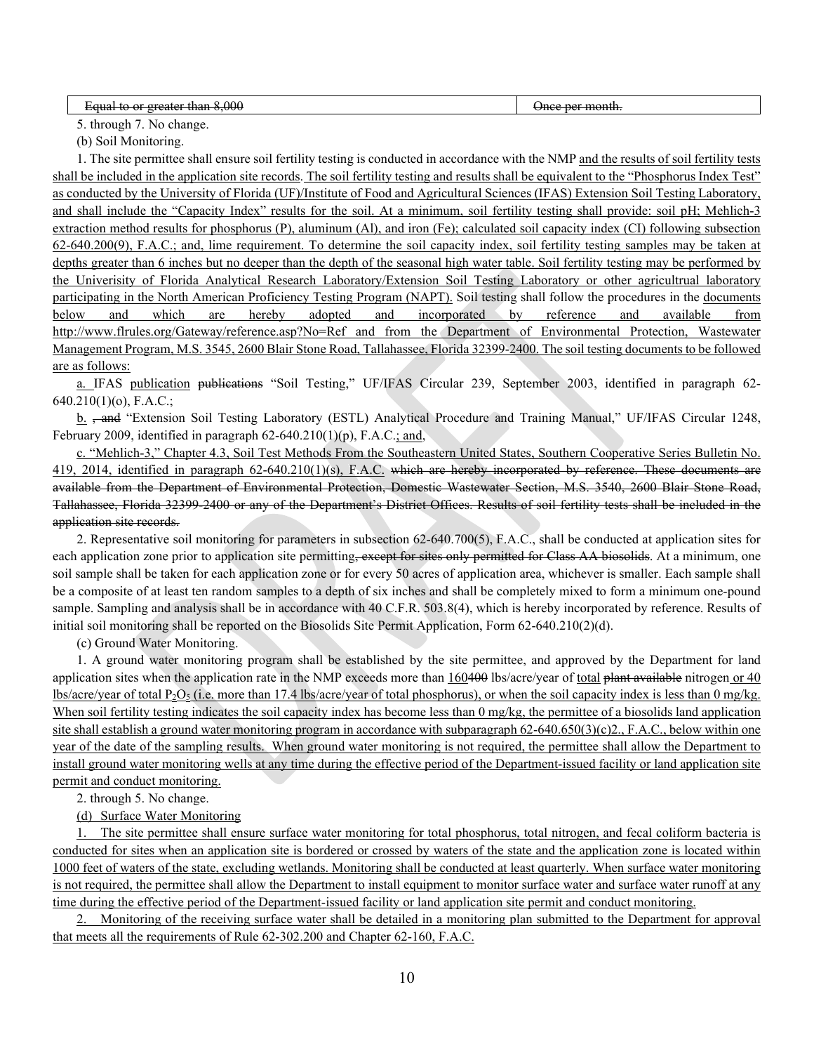| | |
|---|---|
| ~~Equal to or greater than 8,000~~ | ~~Once per month.~~ |

5. through 7. No change.

(b) Soil Monitoring.

1. The site permittee shall ensure soil fertility testing is conducted in accordance with the NMP <u>and the results of soil fertility tests shall be included in the application site records</u>. <u>The soil fertility testing and results shall be equivalent to the "Phosphorus Index Test" as conducted by the University of Florida (UF)/Institute of Food and Agricultural Sciences (IFAS) Extension Soil Testing Laboratory, and shall include the "Capacity Index" results for the soil. At a minimum, soil fertility testing shall provide: soil pH; Mehlich-3 extraction method results for phosphorus (P), aluminum (Al), and iron (Fe); calculated soil capacity index (CI) following subsection 62-640.200(9), F.A.C.; and, lime requirement. To determine the soil capacity index, soil fertility testing samples may be taken at depths greater than 6 inches but no deeper than the depth of the seasonal high water table. Soil fertility testing may be performed by the Univerisity of Florida Analytical Research Laboratory/Extension Soil Testing Laboratory or other agricultrual laboratory participating in the North American Proficiency Testing Program (NAPT).</u> Soil testing shall follow the procedures in the <u>documents below and which are hereby adopted and incorporated by reference and available from http://www.flrules.org/Gateway/reference.asp?No=Ref and from the Department of Environmental Protection, Wastewater Management Program, M.S. 3545, 2600 Blair Stone Road, Tallahassee, Florida 32399-2400. The soil testing documents to be followed are as follows:</u>

<u>a.</u> IFAS <u>publication</u> ~~publications~~ "Soil Testing," UF/IFAS Circular 239, September 2003, identified in paragraph 62-640.210(1)(o), F.A.C.;

<u>b.</u> ~~, and~~ "Extension Soil Testing Laboratory (ESTL) Analytical Procedure and Training Manual," UF/IFAS Circular 1248, February 2009, identified in paragraph 62-640.210(1)(p), F.A.C.<u>; and,</u>

<u>c. "Mehlich-3," Chapter 4.3, Soil Test Methods From the Southeastern United States, Southern Cooperative Series Bulletin No. 419, 2014, identified in paragraph 62-640.210(1)(s), F.A.C.</u> ~~which are hereby incorporated by reference. These documents are available from the Department of Environmental Protection, Domestic Wastewater Section, M.S. 3540, 2600 Blair Stone Road, Tallahassee, Florida 32399-2400 or any of the Department's District Offices. Results of soil fertility tests shall be included in the application site records.~~

2. Representative soil monitoring for parameters in subsection 62-640.700(5), F.A.C., shall be conducted at application sites for each application zone prior to application site permitting~~, except for sites only permitted for Class AA biosolids~~. At a minimum, one soil sample shall be taken for each application zone or for every 50 acres of application area, whichever is smaller. Each sample shall be a composite of at least ten random samples to a depth of six inches and shall be completely mixed to form a minimum one-pound sample. Sampling and analysis shall be in accordance with 40 C.F.R. 503.8(4), which is hereby incorporated by reference. Results of initial soil monitoring shall be reported on the Biosolids Site Permit Application, Form 62-640.210(2)(d).

(c) Ground Water Monitoring.

1. A ground water monitoring program shall be established by the site permittee, and approved by the Department for land application sites when the application rate in the NMP exceeds more than <u>160</u>~~400~~ lbs/acre/year of <u>total</u> ~~plant available~~ nitrogen<u> or 40 lbs/acre/year of total $P_2O_5$ (i.e. more than 17.4 lbs/acre/year of total phosphorus), or when the soil capacity index is less than 0 mg/kg. When soil fertility testing indicates the soil capacity index has become less than 0 mg/kg, the permittee of a biosolids land application site shall establish a ground water monitoring program in accordance with subparagraph 62-640.650(3)(c)2., F.A.C., below within one year of the date of the sampling results. When ground water monitoring is not required, the permittee shall allow the Department to install ground water monitoring wells at any time during the effective period of the Department-issued facility or land application site permit and conduct monitoring.</u>

2. through 5. No change.

<u>(d) Surface Water Monitoring</u>

<u>1. The site permittee shall ensure surface water monitoring for total phosphorus, total nitrogen, and fecal coliform bacteria is conducted for sites when an application site is bordered or crossed by waters of the state and the application zone is located within 1000 feet of waters of the state, excluding wetlands. Monitoring shall be conducted at least quarterly. When surface water monitoring is not required, the permittee shall allow the Department to install equipment to monitor surface water and surface water runoff at any time during the effective period of the Department-issued facility or land application site permit and conduct monitoring.</u>

<u>2. Monitoring of the receiving surface water shall be detailed in a monitoring plan submitted to the Department for approval that meets all the requirements of Rule 62-302.200 and Chapter 62-160, F.A.C.</u>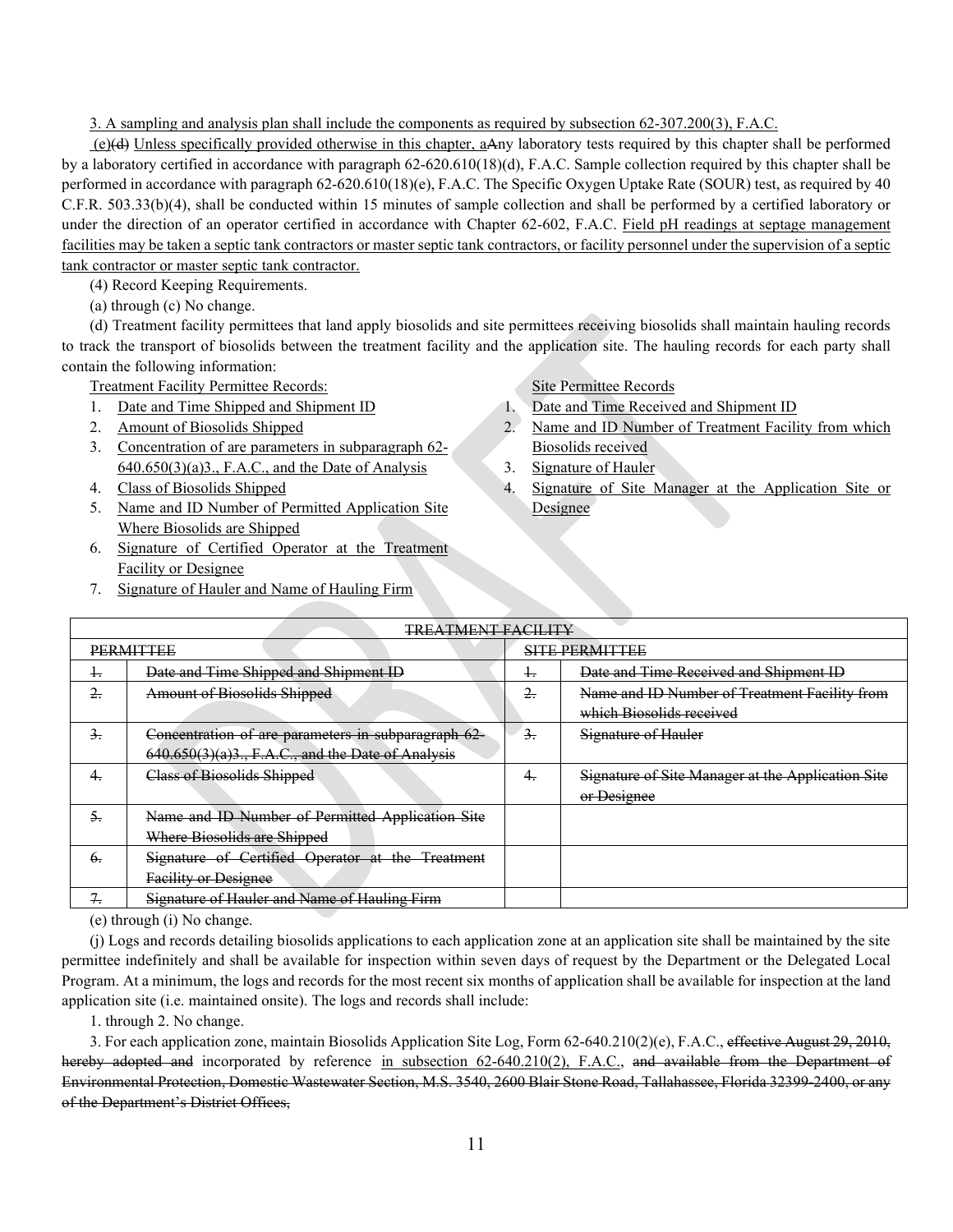3. A sampling and analysis plan shall include the components as required by subsection 62-307.200(3), F.A.C.

(e)(d) Unless specifically provided otherwise in this chapter, aAny laboratory tests required by this chapter shall be performed by a laboratory certified in accordance with paragraph 62-620.610(18)(d), F.A.C. Sample collection required by this chapter shall be performed in accordance with paragraph 62-620.610(18)(e), F.A.C. The Specific Oxygen Uptake Rate (SOUR) test, as required by 40 C.F.R. 503.33(b)(4), shall be conducted within 15 minutes of sample collection and shall be performed by a certified laboratory or under the direction of an operator certified in accordance with Chapter 62-602, F.A.C. Field pH readings at septage management facilities may be taken a septic tank contractors or master septic tank contractors, or facility personnel under the supervision of a septic tank contractor or master septic tank contractor.

(4) Record Keeping Requirements.

(a) through (c) No change.

(d) Treatment facility permittees that land apply biosolids and site permittees receiving biosolids shall maintain hauling records to track the transport of biosolids between the treatment facility and the application site. The hauling records for each party shall contain the following information:

Treatment Facility Permittee Records:

1. Date and Time Shipped and Shipment ID
2. Amount of Biosolids Shipped
3. Concentration of are parameters in subparagraph 62-640.650(3)(a)3., F.A.C., and the Date of Analysis
4. Class of Biosolids Shipped
5. Name and ID Number of Permitted Application Site Where Biosolids are Shipped
6. Signature of Certified Operator at the Treatment Facility or Designee
7. Signature of Hauler and Name of Hauling Firm

Site Permittee Records

1. Date and Time Received and Shipment ID
2. Name and ID Number of Treatment Facility from which Biosolids received
3. Signature of Hauler
4. Signature of Site Manager at the Application Site or Designee

| TREATMENT FACILITY | | | |
|---|---|---|---|
| PERMITTEE | | SITE PERMITTEE | |
| 1. | Date and Time Shipped and Shipment ID | 1. | Date and Time Received and Shipment ID |
| 2. | Amount of Biosolids Shipped | 2. | Name and ID Number of Treatment Facility from which Biosolids received |
| 3. | Concentration of are parameters in subparagraph 62-640.650(3)(a)3., F.A.C., and the Date of Analysis | 3. | Signature of Hauler |
| 4. | Class of Biosolids Shipped | 4. | Signature of Site Manager at the Application Site or Designee |
| 5. | Name and ID Number of Permitted Application Site Where Biosolids are Shipped | | |
| 6. | Signature of Certified Operator at the Treatment Facility or Designee | | |
| 7. | Signature of Hauler and Name of Hauling Firm | | |

(e) through (i) No change.

(j) Logs and records detailing biosolids applications to each application zone at an application site shall be maintained by the site permittee indefinitely and shall be available for inspection within seven days of request by the Department or the Delegated Local Program. At a minimum, the logs and records for the most recent six months of application shall be available for inspection at the land application site (i.e. maintained onsite). The logs and records shall include:

1. through 2. No change.

3. For each application zone, maintain Biosolids Application Site Log, Form 62-640.210(2)(e), F.A.C., effective August 29, 2010, hereby adopted and incorporated by reference in subsection 62-640.210(2), F.A.C., and available from the Department of Environmental Protection, Domestic Wastewater Section, M.S. 3540, 2600 Blair Stone Road, Tallahassee, Florida 32399-2400, or any of the Department's District Offices,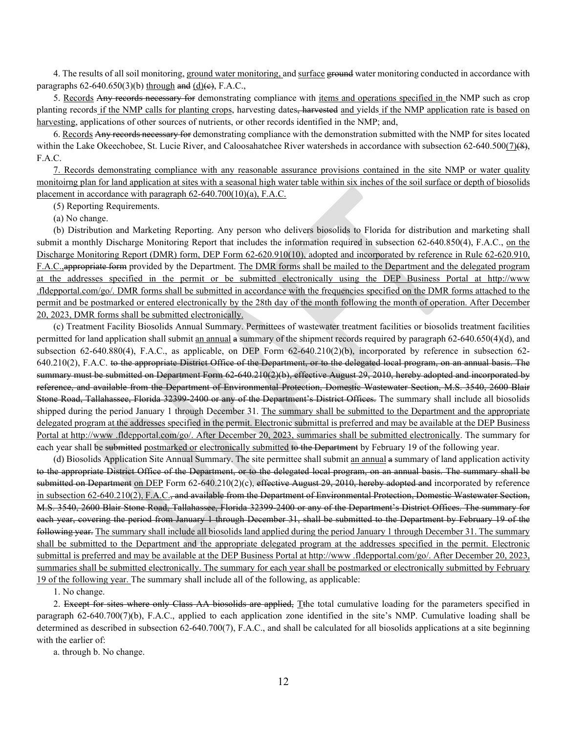4. The results of all soil monitoring, ground water monitoring, and surface ~~ground~~ water monitoring conducted in accordance with paragraphs 62-640.650(3)(b) through ~~and~~ (d)~~(c)~~, F.A.C.,

5. Records ~~Any records necessary for~~ demonstrating compliance with items and operations specified in the NMP such as crop planting records if the NMP calls for planting crops, harvesting dates~~, harvested~~ and yields if the NMP application rate is based on harvesting, applications of other sources of nutrients, or other records identified in the NMP; and,

6. Records ~~Any records necessary for~~ demonstrating compliance with the demonstration submitted with the NMP for sites located within the Lake Okeechobee, St. Lucie River, and Caloosahatchee River watersheds in accordance with subsection 62-640.500(7)~~(8)~~, F.A.C.

7. Records demonstrating compliance with any reasonable assurance provisions contained in the site NMP or water quality monitoirng plan for land application at sites with a seasonal high water table within six inches of the soil surface or depth of biosolids placement in accordance with paragraph 62-640.700(10)(a), F.A.C.

(5) Reporting Requirements.

(a) No change.

(b) Distribution and Marketing Reporting. Any person who delivers biosolids to Florida for distribution and marketing shall submit a monthly Discharge Monitoring Report that includes the information required in subsection 62-640.850(4), F.A.C., on the Discharge Monitoring Report (DMR) form, DEP Form 62-620.910(10), adopted and incorporated by reference in Rule 62-620.910, F.A.C.,~~appropriate form~~ provided by the Department. The DMR forms shall be mailed to the Department and the delegated program at the addresses specified in the permit or be submitted electronically using the DEP Business Portal at http://www .fldepportal.com/go/. DMR forms shall be submitted in accordance with the frequencies specified on the DMR forms attached to the permit and be postmarked or entered electronically by the 28th day of the month following the month of operation. After December 20, 2023, DMR forms shall be submitted electronically.

(c) Treatment Facility Biosolids Annual Summary. Permittees of wastewater treatment facilities or biosolids treatment facilities permitted for land application shall submit an annual ~~a~~ summary of the shipment records required by paragraph 62-640.650(4)(d), and subsection 62-640.880(4), F.A.C., as applicable, on DEP Form 62-640.210(2)(b), incorporated by reference in subsection 62-640.210(2), F.A.C. ~~to the appropriate District Office of the Department, or to the delegated local program, on an annual basis. The summary must be submitted on Department Form 62-640.210(2)(b), effective August 29, 2010, hereby adopted and incorporated by reference, and available from the Department of Environmental Protection, Domestic Wastewater Section, M.S. 3540, 2600 Blair Stone Road, Tallahassee, Florida 32399-2400 or any of the Department's District Offices.~~ The summary shall include all biosolids shipped during the period January 1 through December 31. The summary shall be submitted to the Department and the appropriate delegated program at the addresses specified in the permit. Electronic submittal is preferred and may be available at the DEP Business Portal at http://www .fldepportal.com/go/. After December 20, 2023, summaries shall be submitted electronically. The summary for each year shall be ~~submitted~~ postmarked or electronically submitted ~~to the Department~~ by February 19 of the following year.

(d) Biosolids Application Site Annual Summary. The site permittee shall submit an annual ~~a~~ summary of land application activity ~~to the appropriate District Office of the Department, or to the delegated local program, on an annual basis. The summary shall be submitted on Department~~ on DEP Form 62-640.210(2)(c), ~~effective August 29, 2010, hereby adopted and~~ incorporated by reference in subsection 62-640.210(2), F.A.C.~~, and available from the Department of Environmental Protection, Domestic Wastewater Section, M.S. 3540, 2600 Blair Stone Road, Tallahassee, Florida 32399-2400 or any of the Department's District Offices. The summary for each year, covering the period from January 1 through December 31, shall be submitted to the Department by February 19 of the following year.~~ The summary shall include all biosolids land applied during the period January 1 through December 31. The summary shall be submitted to the Department and the appropriate delegated program at the addresses specified in the permit. Electronic submittal is preferred and may be available at the DEP Business Portal at http://www .fldepportal.com/go/. After December 20, 2023, summaries shall be submitted electronically. The summary for each year shall be postmarked or electronically submitted by February 19 of the following year. The summary shall include all of the following, as applicable:

1. No change.

2. ~~Except for sites where only Class AA biosolids are applied, T~~The total cumulative loading for the parameters specified in paragraph 62-640.700(7)(b), F.A.C., applied to each application zone identified in the site's NMP. Cumulative loading shall be determined as described in subsection 62-640.700(7), F.A.C., and shall be calculated for all biosolids applications at a site beginning with the earlier of:

a. through b. No change.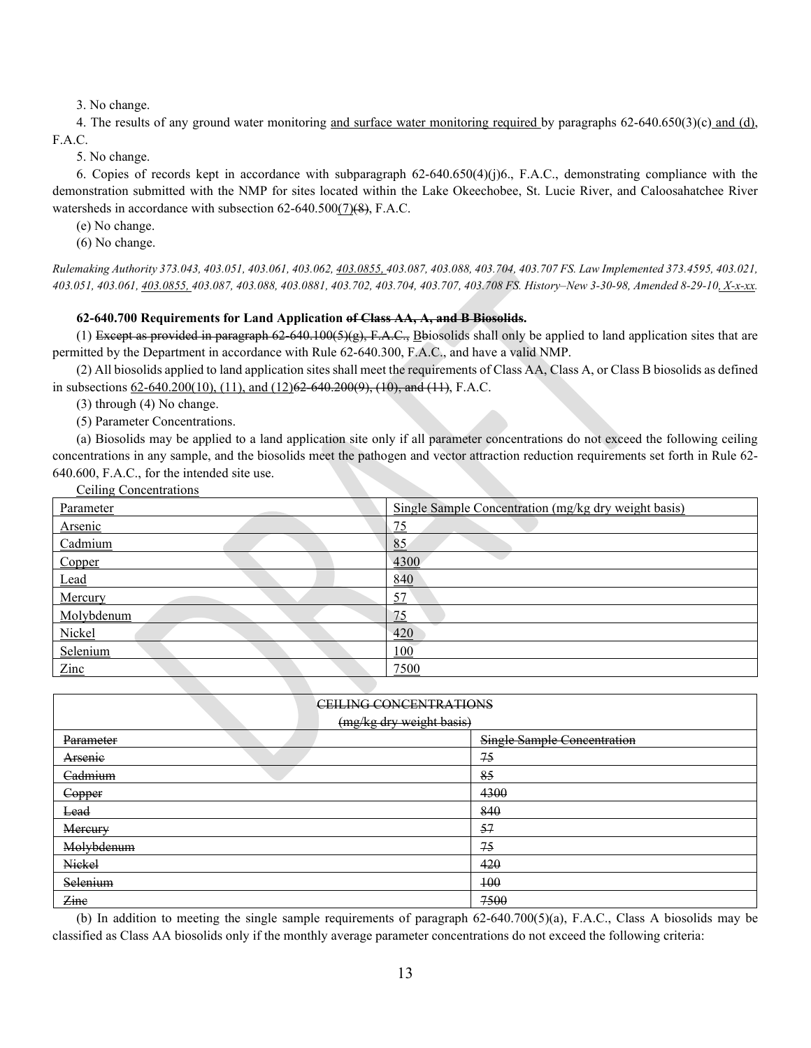3. No change.

4. The results of any ground water monitoring and surface water monitoring required by paragraphs 62-640.650(3)(c) and (d), F.A.C.

5. No change.

6. Copies of records kept in accordance with subparagraph 62-640.650(4)(j)6., F.A.C., demonstrating compliance with the demonstration submitted with the NMP for sites located within the Lake Okeechobee, St. Lucie River, and Caloosahatchee River watersheds in accordance with subsection 62-640.500(7)(8), F.A.C.

(e) No change.

(6) No change.

*Rulemaking Authority 373.043, 403.051, 403.061, 403.062, 403.0855, 403.087, 403.088, 403.704, 403.707 FS. Law Implemented 373.4595, 403.021, 403.051, 403.061, 403.0855, 403.087, 403.088, 403.0881, 403.702, 403.704, 403.707, 403.708 FS. History–New 3-30-98, Amended 8-29-10, X-x-xx.*

**62-640.700 Requirements for Land Application of Class AA, A, and B Biosolids.**

(1) Except as provided in paragraph 62-640.100(5)(g), F.A.C., Bbiosolids shall only be applied to land application sites that are permitted by the Department in accordance with Rule 62-640.300, F.A.C., and have a valid NMP.

(2) All biosolids applied to land application sites shall meet the requirements of Class AA, Class A, or Class B biosolids as defined in subsections 62-640.200(10), (11), and (12)62-640.200(9), (10), and (11), F.A.C.

(3) through (4) No change.

(5) Parameter Concentrations.

(a) Biosolids may be applied to a land application site only if all parameter concentrations do not exceed the following ceiling concentrations in any sample, and the biosolids meet the pathogen and vector attraction reduction requirements set forth in Rule 62-640.600, F.A.C., for the intended site use.

Ceiling Concentrations

| Parameter | Single Sample Concentration (mg/kg dry weight basis) |
|---|---|
| Arsenic | 75 |
| Cadmium | 85 |
| Copper | 4300 |
| Lead | 840 |
| Mercury | 57 |
| Molybdenum | 75 |
| Nickel | 420 |
| Selenium | 100 |
| Zinc | 7500 |

| CEILING CONCENTRATIONS (mg/kg dry weight basis) | |
|---|---|
| Parameter | Single Sample Concentration |
| Arsenic | 75 |
| Cadmium | 85 |
| Copper | 4300 |
| Lead | 840 |
| Mercury | 57 |
| Molybdenum | 75 |
| Nickel | 420 |
| Selenium | 100 |
| Zinc | 7500 |

(b) In addition to meeting the single sample requirements of paragraph 62-640.700(5)(a), F.A.C., Class A biosolids may be classified as Class AA biosolids only if the monthly average parameter concentrations do not exceed the following criteria: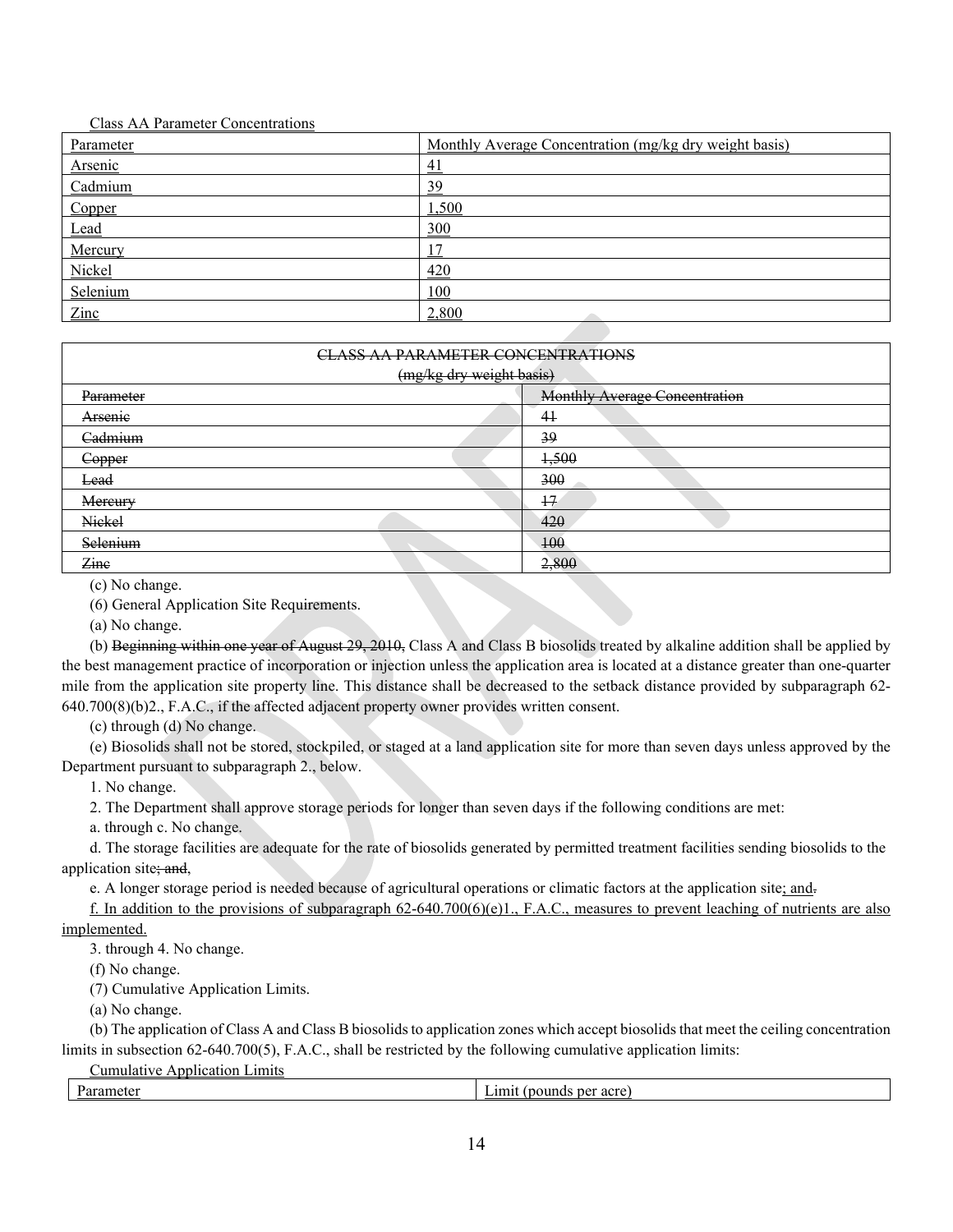Class AA Parameter Concentrations

| Parameter | Monthly Average Concentration (mg/kg dry weight basis) |
|---|---|
| Arsenic | 41 |
| Cadmium | 39 |
| Copper | 1,500 |
| Lead | 300 |
| Mercury | 17 |
| Nickel | 420 |
| Selenium | 100 |
| Zinc | 2,800 |

| CLASS AA PARAMETER CONCENTRATIONS (mg/kg dry weight basis) | |
|---|---|
| Parameter | Monthly Average Concentration |
| Arsenic | 41 |
| Cadmium | 39 |
| Copper | 1,500 |
| Lead | 300 |
| Mercury | 17 |
| Nickel | 420 |
| Selenium | 100 |
| Zinc | 2,800 |

(c) No change.

(6) General Application Site Requirements.

(a) No change.

(b) Beginning within one year of August 29, 2010, Class A and Class B biosolids treated by alkaline addition shall be applied by the best management practice of incorporation or injection unless the application area is located at a distance greater than one-quarter mile from the application site property line. This distance shall be decreased to the setback distance provided by subparagraph 62-640.700(8)(b)2., F.A.C., if the affected adjacent property owner provides written consent.

(c) through (d) No change.

(e) Biosolids shall not be stored, stockpiled, or staged at a land application site for more than seven days unless approved by the Department pursuant to subparagraph 2., below.

1. No change.

2. The Department shall approve storage periods for longer than seven days if the following conditions are met:

a. through c. No change.

d. The storage facilities are adequate for the rate of biosolids generated by permitted treatment facilities sending biosolids to the application site; and,

e. A longer storage period is needed because of agricultural operations or climatic factors at the application site; and.

f. In addition to the provisions of subparagraph 62-640.700(6)(e)1., F.A.C., measures to prevent leaching of nutrients are also implemented.

3. through 4. No change.

(f) No change.

(7) Cumulative Application Limits.

(a) No change.

(b) The application of Class A and Class B biosolids to application zones which accept biosolids that meet the ceiling concentration limits in subsection 62-640.700(5), F.A.C., shall be restricted by the following cumulative application limits:

Cumulative Application Limits

| Parameter | Limit (pounds per acre) |
|---|---|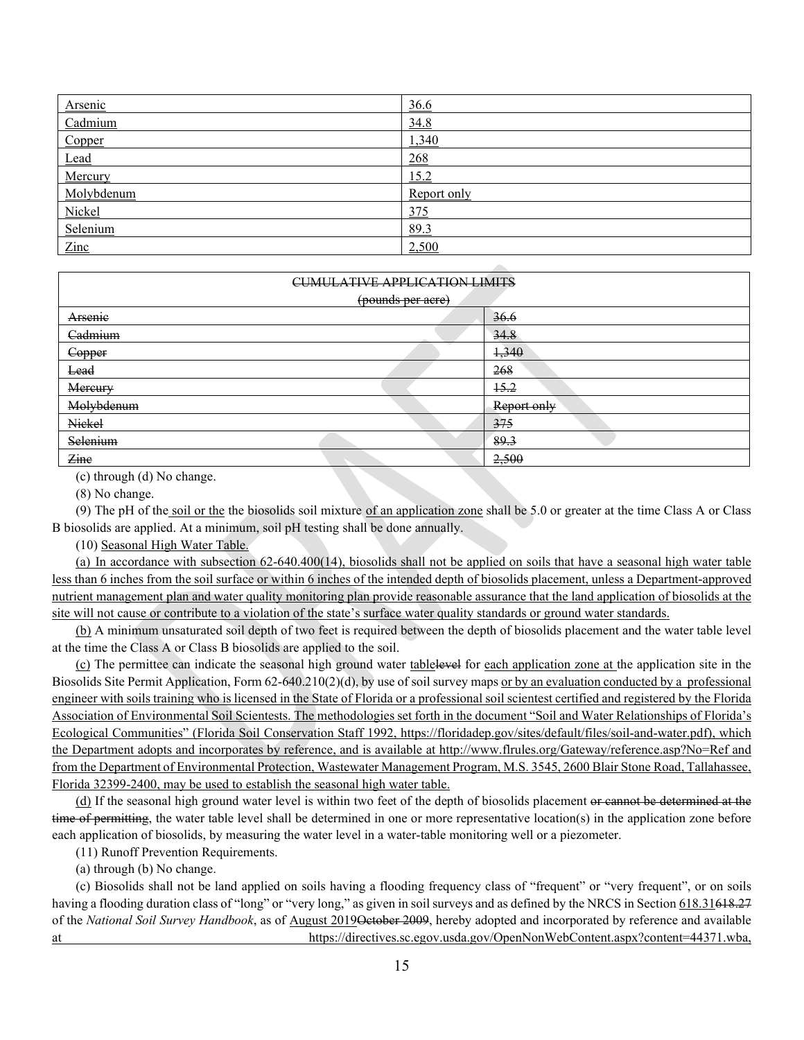| | |
|---|---|
| Arsenic | 36.6 |
| Cadmium | 34.8 |
| Copper | 1,340 |
| Lead | 268 |
| Mercury | 15.2 |
| Molybdenum | Report only |
| Nickel | 375 |
| Selenium | 89.3 |
| Zinc | 2,500 |

| CUMULATIVE APPLICATION LIMITS (pounds per acre) | |
|---|---|
| Arsenic | 36.6 |
| Cadmium | 34.8 |
| Copper | 1,340 |
| Lead | 268 |
| Mercury | 15.2 |
| Molybdenum | Report only |
| Nickel | 375 |
| Selenium | 89.3 |
| Zinc | 2,500 |

(c) through (d) No change.

(8) No change.

(9) The pH of the soil or the the biosolids soil mixture of an application zone shall be 5.0 or greater at the time Class A or Class B biosolids are applied. At a minimum, soil pH testing shall be done annually.

(10) Seasonal High Water Table.

(a) In accordance with subsection 62-640.400(14), biosolids shall not be applied on soils that have a seasonal high water table less than 6 inches from the soil surface or within 6 inches of the intended depth of biosolids placement, unless a Department-approved nutrient management plan and water quality monitoring plan provide reasonable assurance that the land application of biosolids at the site will not cause or contribute to a violation of the state's surface water quality standards or ground water standards.

(b) A minimum unsaturated soil depth of two feet is required between the depth of biosolids placement and the water table level at the time the Class A or Class B biosolids are applied to the soil.

(c) The permittee can indicate the seasonal high ground water tablelevel for each application zone at the application site in the Biosolids Site Permit Application, Form 62-640.210(2)(d), by use of soil survey maps or by an evaluation conducted by a professional engineer with soils training who is licensed in the State of Florida or a professional soil scientest certified and registered by the Florida Association of Environmental Soil Scientests. The methodologies set forth in the document "Soil and Water Relationships of Florida's Ecological Communities" (Florida Soil Conservation Staff 1992, https://floridadep.gov/sites/default/files/soil-and-water.pdf), which the Department adopts and incorporates by reference, and is available at http://www.flrules.org/Gateway/reference.asp?No=Ref and from the Department of Environmental Protection, Wastewater Management Program, M.S. 3545, 2600 Blair Stone Road, Tallahassee, Florida 32399-2400, may be used to establish the seasonal high water table.

(d) If the seasonal high ground water level is within two feet of the depth of biosolids placement or cannot be determined at the time of permitting, the water table level shall be determined in one or more representative location(s) in the application zone before each application of biosolids, by measuring the water level in a water-table monitoring well or a piezometer.

(11) Runoff Prevention Requirements.

(a) through (b) No change.

(c) Biosolids shall not be land applied on soils having a flooding frequency class of "frequent" or "very frequent", or on soils having a flooding duration class of "long" or "very long," as given in soil surveys and as defined by the NRCS in Section 618.31618.27 of the *National Soil Survey Handbook*, as of August 2019October 2009, hereby adopted and incorporated by reference and available at https://directives.sc.egov.usda.gov/OpenNonWebContent.aspx?content=44371.wba,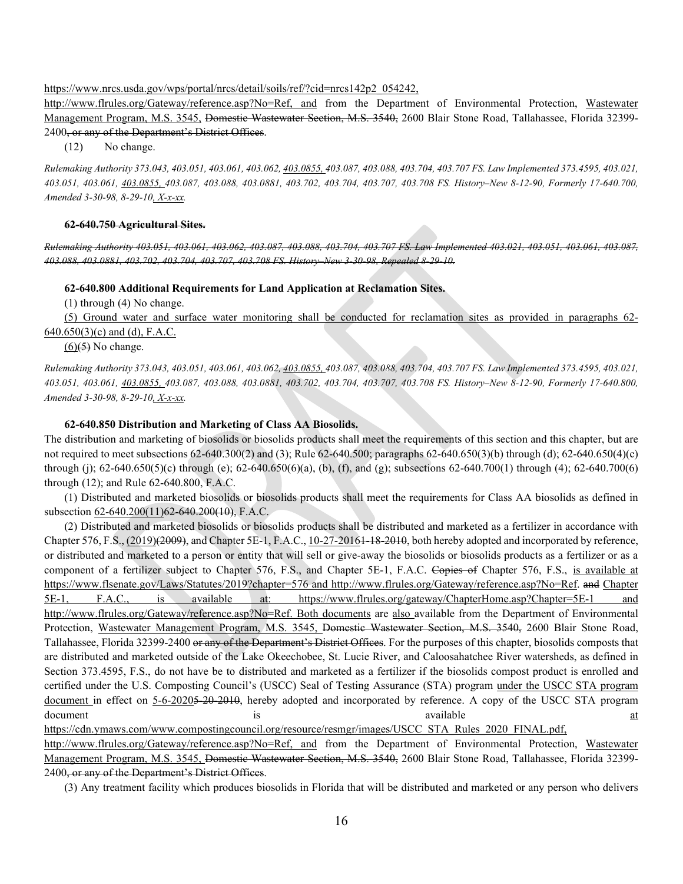https://www.nrcs.usda.gov/wps/portal/nrcs/detail/soils/ref/?cid=nrcs142p2_054242, http://www.flrules.org/Gateway/reference.asp?No=Ref, and from the Department of Environmental Protection, Wastewater Management Program, M.S. 3545, ~~Domestic Wastewater Section, M.S. 3540,~~ 2600 Blair Stone Road, Tallahassee, Florida 32399-2400~~, or any of the Department's District Offices~~.

(12) No change.

*Rulemaking Authority 373.043, 403.051, 403.061, 403.062, 403.0855, 403.087, 403.088, 403.704, 403.707 FS. Law Implemented 373.4595, 403.021, 403.051, 403.061, 403.0855, 403.087, 403.088, 403.0881, 403.702, 403.704, 403.707, 403.708 FS. History–New 8-12-90, Formerly 17-640.700, Amended 3-30-98, 8-29-10, X-x-xx.*

~~**62-640.750 Agricultural Sites.**~~

~~*Rulemaking Authority 403.051, 403.061, 403.062, 403.087, 403.088, 403.704, 403.707 FS. Law Implemented 403.021, 403.051, 403.061, 403.087, 403.088, 403.0881, 403.702, 403.704, 403.707, 403.708 FS. History–New 3-30-98, Repealed 8-29-10.*~~

**62-640.800 Additional Requirements for Land Application at Reclamation Sites.**

(1) through (4) No change.

(5) Ground water and surface water monitoring shall be conducted for reclamation sites as provided in paragraphs 62-640.650(3)(c) and (d), F.A.C.

(6)~~(5)~~ No change.

*Rulemaking Authority 373.043, 403.051, 403.061, 403.062, 403.0855, 403.087, 403.088, 403.704, 403.707 FS. Law Implemented 373.4595, 403.021, 403.051, 403.061, 403.0855, 403.087, 403.088, 403.0881, 403.702, 403.704, 403.707, 403.708 FS. History–New 8-12-90, Formerly 17-640.800, Amended 3-30-98, 8-29-10, X-x-xx.*

**62-640.850 Distribution and Marketing of Class AA Biosolids.**

The distribution and marketing of biosolids or biosolids products shall meet the requirements of this section and this chapter, but are not required to meet subsections 62-640.300(2) and (3); Rule 62-640.500; paragraphs 62-640.650(3)(b) through (d); 62-640.650(4)(c) through (j); 62-640.650(5)(c) through (e); 62-640.650(6)(a), (b), (f), and (g); subsections 62-640.700(1) through (4); 62-640.700(6) through (12); and Rule 62-640.800, F.A.C.

(1) Distributed and marketed biosolids or biosolids products shall meet the requirements for Class AA biosolids as defined in subsection 62-640.200(11)~~62-640.200(10)~~, F.A.C.

(2) Distributed and marketed biosolids or biosolids products shall be distributed and marketed as a fertilizer in accordance with Chapter 576, F.S., (2019)~~(2009)~~, and Chapter 5E-1, F.A.C., 10-27-2016~~1-18-2010~~, both hereby adopted and incorporated by reference, or distributed and marketed to a person or entity that will sell or give-away the biosolids or biosolids products as a fertilizer or as a component of a fertilizer subject to Chapter 576, F.S., and Chapter 5E-1, F.A.C. ~~Copies of~~ Chapter 576, F.S., is available at https://www.flsenate.gov/Laws/Statutes/2019?chapter=576 and http://www.flrules.org/Gateway/reference.asp?No=Ref. ~~and~~ Chapter 5E-1, F.A.C., is available at: https://www.flrules.org/gateway/ChapterHome.asp?Chapter=5E-1 and http://www.flrules.org/Gateway/reference.asp?No=Ref. Both documents are also available from the Department of Environmental Protection, Wastewater Management Program, M.S. 3545, ~~Domestic Wastewater Section, M.S. 3540,~~ 2600 Blair Stone Road, Tallahassee, Florida 32399-2400 ~~or any of the Department's District Offices~~. For the purposes of this chapter, biosolids composts that are distributed and marketed outside of the Lake Okeechobee, St. Lucie River, and Caloosahatchee River watersheds, as defined in Section 373.4595, F.S., do not have be to distributed and marketed as a fertilizer if the biosolids compost product is enrolled and certified under the U.S. Composting Council's (USCC) Seal of Testing Assurance (STA) program under the USCC STA program document in effect on 5-6-2020~~5-20-2010~~, hereby adopted and incorporated by reference. A copy of the USCC STA program document is available at https://cdn.ymaws.com/www.compostingcouncil.org/resource/resmgr/images/USCC_STA_Rules_2020_FINAL.pdf, http://www.flrules.org/Gateway/reference.asp?No=Ref, and from the Department of Environmental Protection, Wastewater Management Program, M.S. 3545, ~~Domestic Wastewater Section, M.S. 3540,~~ 2600 Blair Stone Road, Tallahassee, Florida 32399-2400~~, or any of the Department's District Offices~~.

(3) Any treatment facility which produces biosolids in Florida that will be distributed and marketed or any person who delivers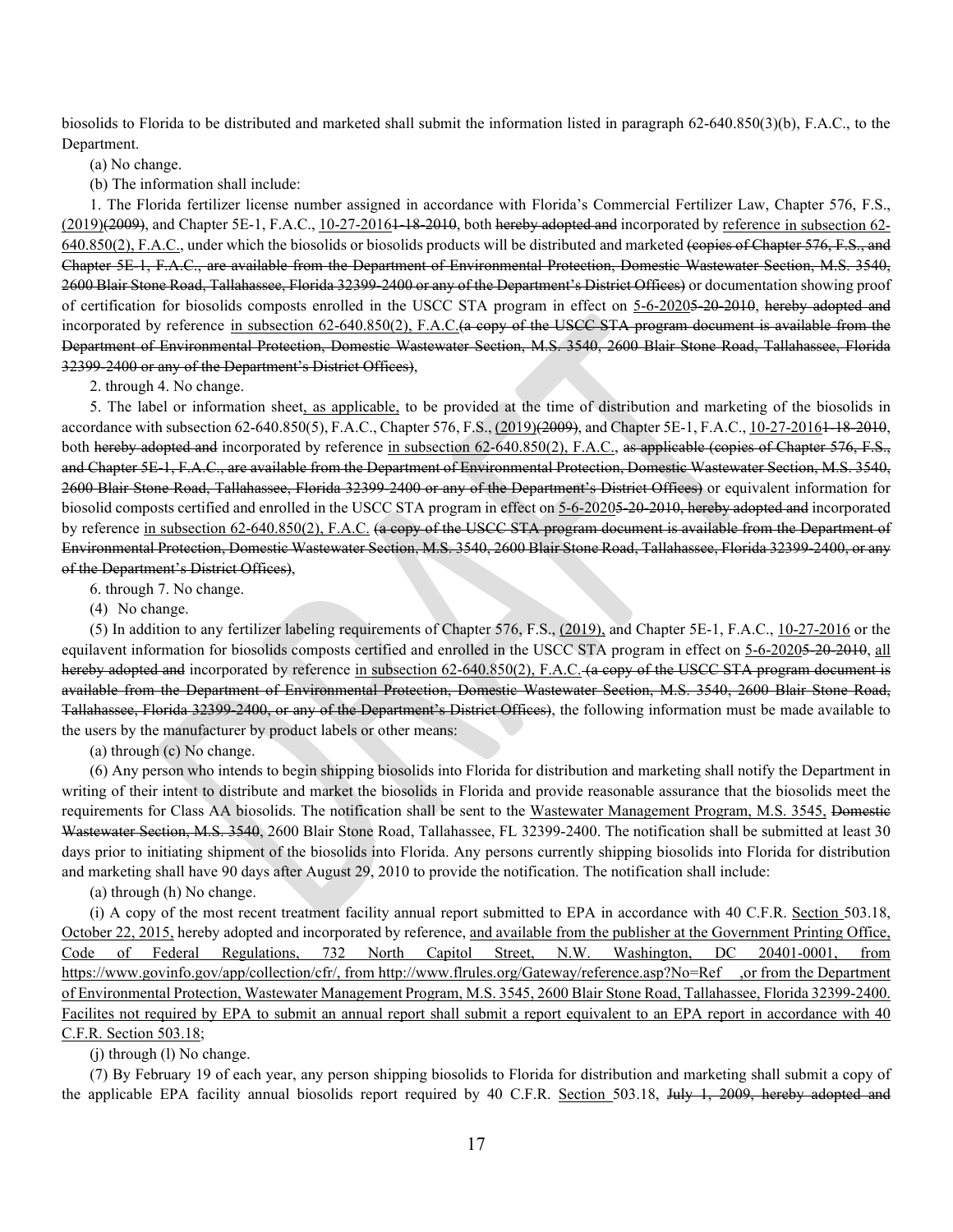biosolids to Florida to be distributed and marketed shall submit the information listed in paragraph 62-640.850(3)(b), F.A.C., to the Department.

(a) No change.

(b) The information shall include:

1. The Florida fertilizer license number assigned in accordance with Florida's Commercial Fertilizer Law, Chapter 576, F.S., (2019)(2009), and Chapter 5E-1, F.A.C., 10-27-20161-18-2010, both hereby adopted and incorporated by reference in subsection 62-640.850(2), F.A.C., under which the biosolids or biosolids products will be distributed and marketed (copies of Chapter 576, F.S., and Chapter 5E-1, F.A.C., are available from the Department of Environmental Protection, Domestic Wastewater Section, M.S. 3540, 2600 Blair Stone Road, Tallahassee, Florida 32399-2400 or any of the Department's District Offices) or documentation showing proof of certification for biosolids composts enrolled in the USCC STA program in effect on 5-6-20205-20-2010, hereby adopted and incorporated by reference in subsection 62-640.850(2), F.A.C.(a copy of the USCC STA program document is available from the Department of Environmental Protection, Domestic Wastewater Section, M.S. 3540, 2600 Blair Stone Road, Tallahassee, Florida 32399-2400 or any of the Department's District Offices),

2. through 4. No change.

5. The label or information sheet, as applicable, to be provided at the time of distribution and marketing of the biosolids in accordance with subsection 62-640.850(5), F.A.C., Chapter 576, F.S., (2019)(2009), and Chapter 5E-1, F.A.C., 10-27-20161-18-2010, both hereby adopted and incorporated by reference in subsection 62-640.850(2), F.A.C., as applicable (copies of Chapter 576, F.S., and Chapter 5E-1, F.A.C., are available from the Department of Environmental Protection, Domestic Wastewater Section, M.S. 3540, 2600 Blair Stone Road, Tallahassee, Florida 32399-2400 or any of the Department's District Offices) or equivalent information for biosolid composts certified and enrolled in the USCC STA program in effect on 5-6-20205-20-2010, hereby adopted and incorporated by reference in subsection 62-640.850(2), F.A.C. (a copy of the USCC STA program document is available from the Department of Environmental Protection, Domestic Wastewater Section, M.S. 3540, 2600 Blair Stone Road, Tallahassee, Florida 32399-2400, or any of the Department's District Offices),

6. through 7. No change.

(4) No change.

(5) In addition to any fertilizer labeling requirements of Chapter 576, F.S., (2019), and Chapter 5E-1, F.A.C., 10-27-2016 or the equivalent information for biosolids composts certified and enrolled in the USCC STA program in effect on 5-6-20205-20-2010, all hereby adopted and incorporated by reference in subsection 62-640.850(2), F.A.C. (a copy of the USCC STA program document is available from the Department of Environmental Protection, Domestic Wastewater Section, M.S. 3540, 2600 Blair Stone Road, Tallahassee, Florida 32399-2400, or any of the Department's District Offices), the following information must be made available to the users by the manufacturer by product labels or other means:

(a) through (c) No change.

(6) Any person who intends to begin shipping biosolids into Florida for distribution and marketing shall notify the Department in writing of their intent to distribute and market the biosolids in Florida and provide reasonable assurance that the biosolids meet the requirements for Class AA biosolids. The notification shall be sent to the Wastewater Management Program, M.S. 3545, Domestic Wastewater Section, M.S. 3540, 2600 Blair Stone Road, Tallahassee, FL 32399-2400. The notification shall be submitted at least 30 days prior to initiating shipment of the biosolids into Florida. Any persons currently shipping biosolids into Florida for distribution and marketing shall have 90 days after August 29, 2010 to provide the notification. The notification shall include:

(a) through (h) No change.

(i) A copy of the most recent treatment facility annual report submitted to EPA in accordance with 40 C.F.R. Section 503.18, October 22, 2015, hereby adopted and incorporated by reference, and available from the publisher at the Government Printing Office, Code of Federal Regulations, 732 North Capitol Street, N.W. Washington, DC 20401-0001, from https://www.govinfo.gov/app/collection/cfr/, from http://www.flrules.org/Gateway/reference.asp?No=Ref ,or from the Department of Environmental Protection, Wastewater Management Program, M.S. 3545, 2600 Blair Stone Road, Tallahassee, Florida 32399-2400. Facilites not required by EPA to submit an annual report shall submit a report equivalent to an EPA report in accordance with 40 C.F.R. Section 503.18;

(j) through (l) No change.

(7) By February 19 of each year, any person shipping biosolids to Florida for distribution and marketing shall submit a copy of the applicable EPA facility annual biosolids report required by 40 C.F.R. Section 503.18, July 1, 2009, hereby adopted and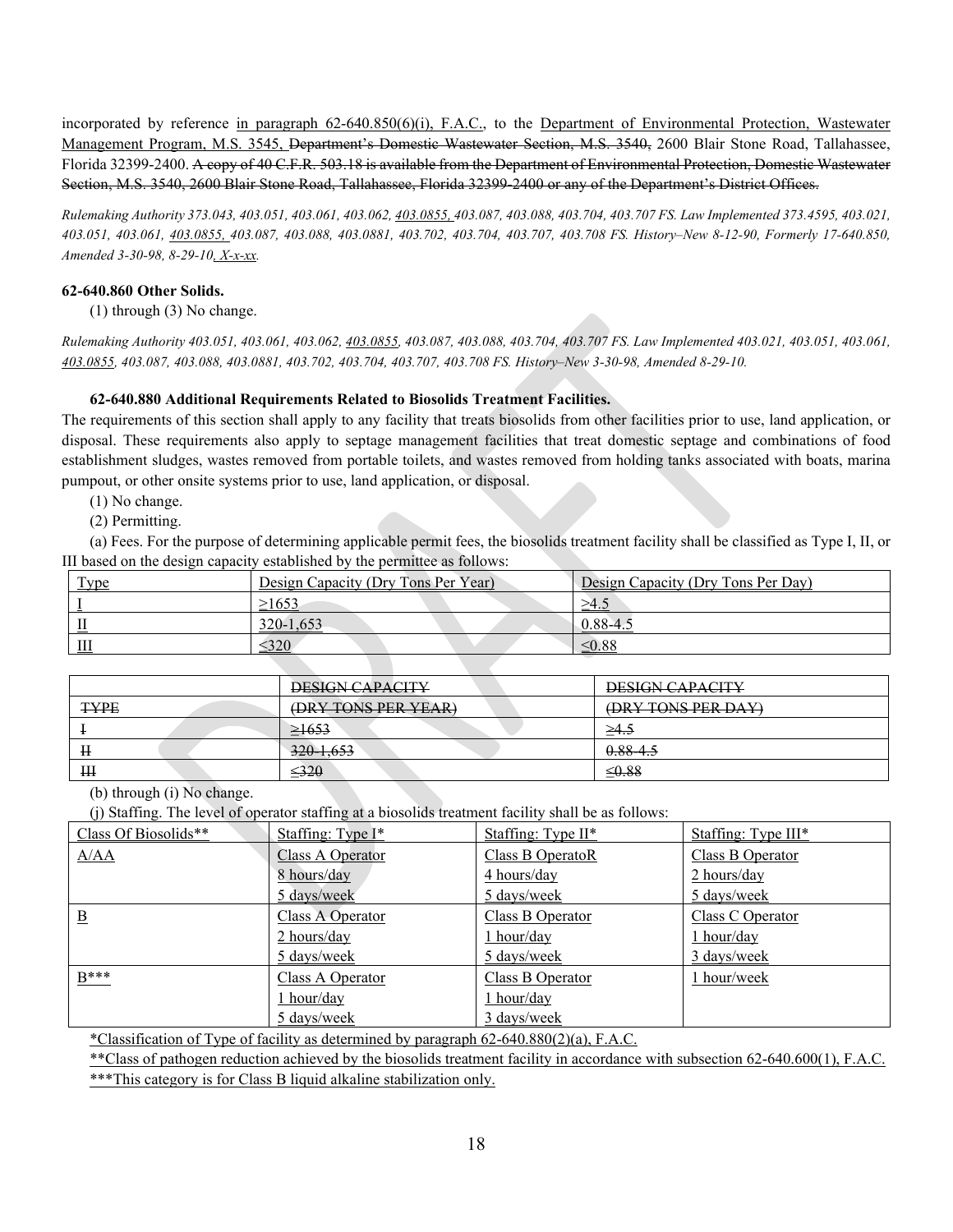incorporated by reference in paragraph 62-640.850(6)(i), F.A.C., to the Department of Environmental Protection, Wastewater Management Program, M.S. 3545, ~~Department's Domestic Wastewater Section, M.S. 3540,~~ 2600 Blair Stone Road, Tallahassee, Florida 32399-2400. ~~A copy of 40 C.F.R. 503.18 is available from the Department of Environmental Protection, Domestic Wastewater Section, M.S. 3540, 2600 Blair Stone Road, Tallahassee, Florida 32399-2400 or any of the Department's District Offices.~~

*Rulemaking Authority 373.043, 403.051, 403.061, 403.062, 403.0855, 403.087, 403.088, 403.704, 403.707 FS. Law Implemented 373.4595, 403.021, 403.051, 403.061, 403.0855, 403.087, 403.088, 403.0881, 403.702, 403.704, 403.707, 403.708 FS. History–New 8-12-90, Formerly 17-640.850, Amended 3-30-98, 8-29-10, X-x-xx.*

**62-640.860 Other Solids.**

(1) through (3) No change.

*Rulemaking Authority 403.051, 403.061, 403.062, 403.0855, 403.087, 403.088, 403.704, 403.707 FS. Law Implemented 403.021, 403.051, 403.061, 403.0855, 403.087, 403.088, 403.0881, 403.702, 403.704, 403.707, 403.708 FS. History–New 3-30-98, Amended 8-29-10.*

**62-640.880 Additional Requirements Related to Biosolids Treatment Facilities.**

The requirements of this section shall apply to any facility that treats biosolids from other facilities prior to use, land application, or disposal. These requirements also apply to septage management facilities that treat domestic septage and combinations of food establishment sludges, wastes removed from portable toilets, and wastes removed from holding tanks associated with boats, marina pumpout, or other onsite systems prior to use, land application, or disposal.

(1) No change.

(2) Permitting.

(a) Fees. For the purpose of determining applicable permit fees, the biosolids treatment facility shall be classified as Type I, II, or III based on the design capacity established by the permittee as follows:

| Type | Design Capacity (Dry Tons Per Year) | Design Capacity (Dry Tons Per Day) |
|---|---|---|
| I | ≥1653 | ≥4.5 |
| II | 320-1,653 | 0.88-4.5 |
| III | ≤320 | ≤0.88 |

| ~~TYPE~~ | ~~DESIGN CAPACITY (DRY TONS PER YEAR)~~ | ~~DESIGN CAPACITY (DRY TONS PER DAY)~~ |
|---|---|---|
| ~~I~~ | ~~≥1653~~ | ~~≥4.5~~ |
| ~~II~~ | ~~320-1,653~~ | ~~0.88-4.5~~ |
| ~~III~~ | ~~≤320~~ | ~~≤0.88~~ |

(b) through (i) No change.

(j) Staffing. The level of operator staffing at a biosolids treatment facility shall be as follows:

| Class Of Biosolids** | Staffing: Type I* | Staffing: Type II* | Staffing: Type III* |
|---|---|---|---|
| A/AA | Class A Operator<br>8 hours/day<br>5 days/week | Class B OperatoR<br>4 hours/day<br>5 days/week | Class B Operator<br>2 hours/day<br>5 days/week |
| B | Class A Operator<br>2 hours/day<br>5 days/week | Class B Operator<br>1 hour/day<br>5 days/week | Class C Operator<br>1 hour/day<br>3 days/week |
| B*** | Class A Operator<br>1 hour/day<br>5 days/week | Class B Operator<br>1 hour/day<br>3 days/week | 1 hour/week |

*Classification of Type of facility as determined by paragraph 62-640.880(2)(a), F.A.C.

**Class of pathogen reduction achieved by the biosolids treatment facility in accordance with subsection 62-640.600(1), F.A.C.

***This category is for Class B liquid alkaline stabilization only.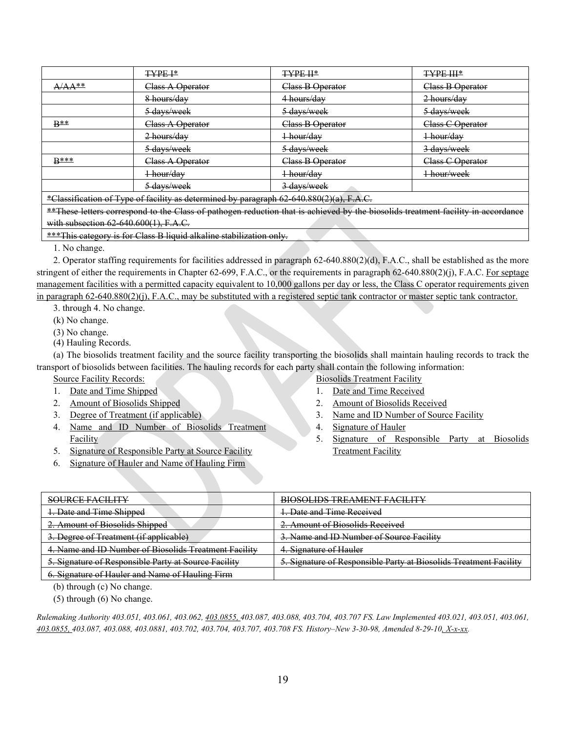| | ~~TYPE I*~~ | ~~TYPE II*~~ | ~~TYPE III*~~ |
|---|---|---|---|
| ~~A/AA**~~ | ~~Class A Operator~~ | ~~Class B Operator~~ | ~~Class B Operator~~ |
| | ~~8 hours/day~~ | ~~4 hours/day~~ | ~~2 hours/day~~ |
| | ~~5 days/week~~ | ~~5 days/week~~ | ~~5 days/week~~ |
| ~~B**~~ | ~~Class A Operator~~ | ~~Class B Operator~~ | ~~Class C Operator~~ |
| | ~~2 hours/day~~ | ~~1 hour/day~~ | ~~1 hour/day~~ |
| | ~~5 days/week~~ | ~~5 days/week~~ | ~~3 days/week~~ |
| ~~B***~~ | ~~Class A Operator~~ | ~~Class B Operator~~ | ~~Class C Operator~~ |
| | ~~1 hour/day~~ | ~~1 hour/day~~ | ~~1 hour/week~~ |
| | ~~5 days/week~~ | ~~3 days/week~~ | |
| ~~*Classification of Type of facility as determined by paragraph 62-640.880(2)(a), F.A.C.~~ | | | |
| ~~**These letters correspond to the Class of pathogen reduction that is achieved by the biosolids treatment facility in accordance with subsection 62-640.600(1), F.A.C.~~ | | | |
| ~~***This category is for Class B liquid alkaline stabilization only.~~ | | | |

1. No change.

2. Operator staffing requirements for facilities addressed in paragraph 62-640.880(2)(d), F.A.C., shall be established as the more stringent of either the requirements in Chapter 62-699, F.A.C., or the requirements in paragraph 62-640.880(2)(j), F.A.C. <u>For septage management facilities with a permitted capacity equivalent to 10,000 gallons per day or less, the Class C operator requirements given in paragraph 62-640.880(2)(j), F.A.C., may be substituted with a registered septic tank contractor or master septic tank contractor.</u>

3. through 4. No change.

(k) No change.

(3) No change.

(4) Hauling Records.

(a) The biosolids treatment facility and the source facility transporting the biosolids shall maintain hauling records to track the transport of biosolids between facilities. The hauling records for each party shall contain the following information:

<u>Source Facility Records:</u>

1. <u>Date and Time Shipped</u>
2. <u>Amount of Biosolids Shipped</u>
3. <u>Degree of Treatment (if applicable)</u>
4. <u>Name and ID Number of Biosolids Treatment Facility</u>
5. <u>Signature of Responsible Party at Source Facility</u>
6. <u>Signature of Hauler and Name of Hauling Firm</u>

<u>Biosolids Treatment Facility</u>

1. <u>Date and Time Received</u>
2. <u>Amount of Biosolids Received</u>
3. <u>Name and ID Number of Source Facility</u>
4. <u>Signature of Hauler</u>
5. <u>Signature of Responsible Party at Biosolids Treatment Facility</u>

| ~~SOURCE FACILITY~~ | ~~BIOSOLIDS TREAMENT FACILITY~~ |
|---|---|
| ~~1. Date and Time Shipped~~ | ~~1. Date and Time Received~~ |
| ~~2. Amount of Biosolids Shipped~~ | ~~2. Amount of Biosolids Received~~ |
| ~~3. Degree of Treatment (if applicable)~~ | ~~3. Name and ID Number of Source Facility~~ |
| ~~4. Name and ID Number of Biosolids Treatment Facility~~ | ~~4. Signature of Hauler~~ |
| ~~5. Signature of Responsible Party at Source Facility~~ | ~~5. Signature of Responsible Party at Biosolids Treatment Facility~~ |
| ~~6. Signature of Hauler and Name of Hauling Firm~~ | |

(b) through (c) No change.

(5) through (6) No change.

*Rulemaking Authority 403.051, 403.061, 403.062, <u>403.0855,</u> 403.087, 403.088, 403.704, 403.707 FS. Law Implemented 403.021, 403.051, 403.061, <u>403.0855,</u> 403.087, 403.088, 403.0881, 403.702, 403.704, 403.707, 403.708 FS. History–New 3-30-98, Amended 8-29-10<u>, X-x-xx</u>.*